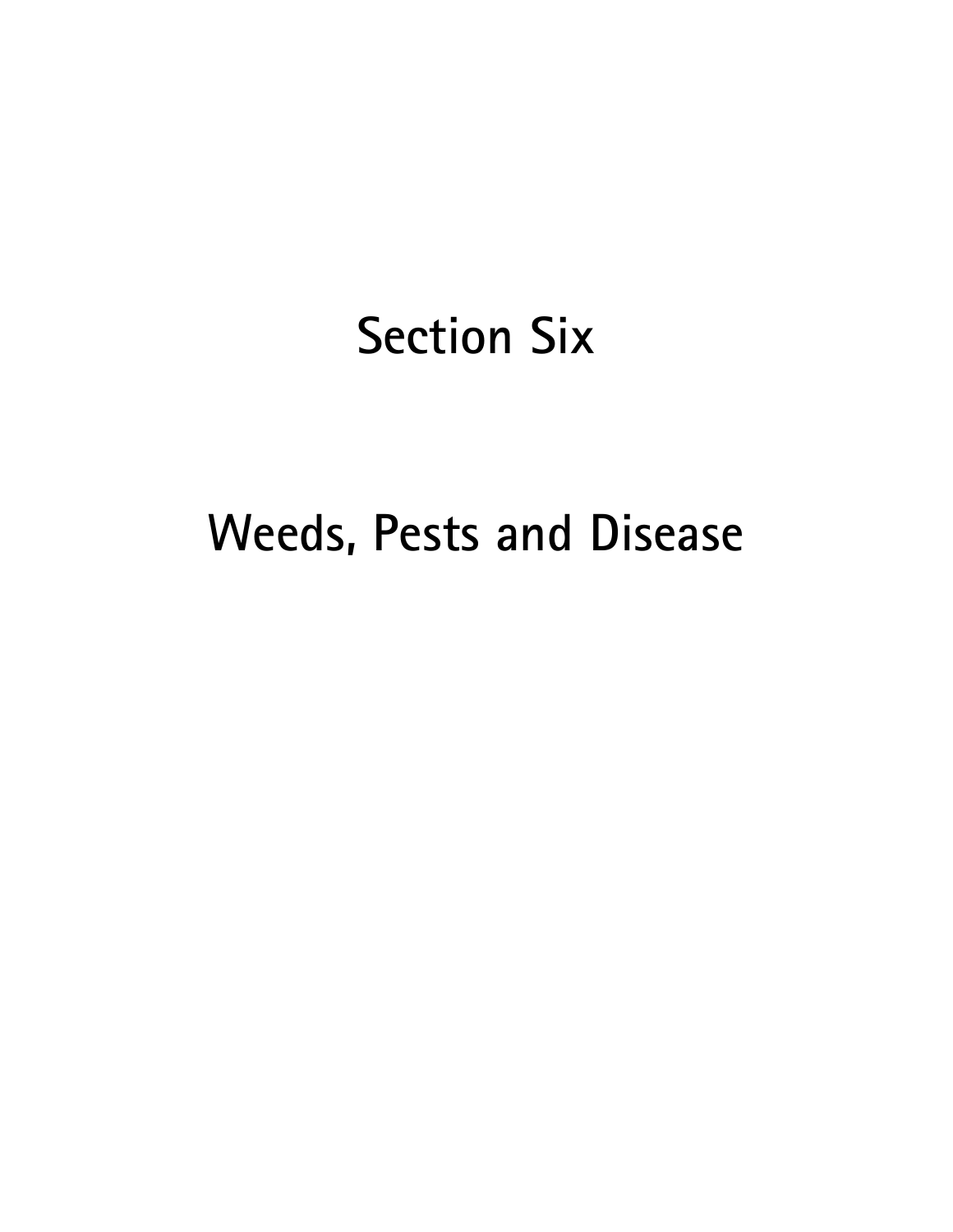# Section Six

# Weeds, Pests and Disease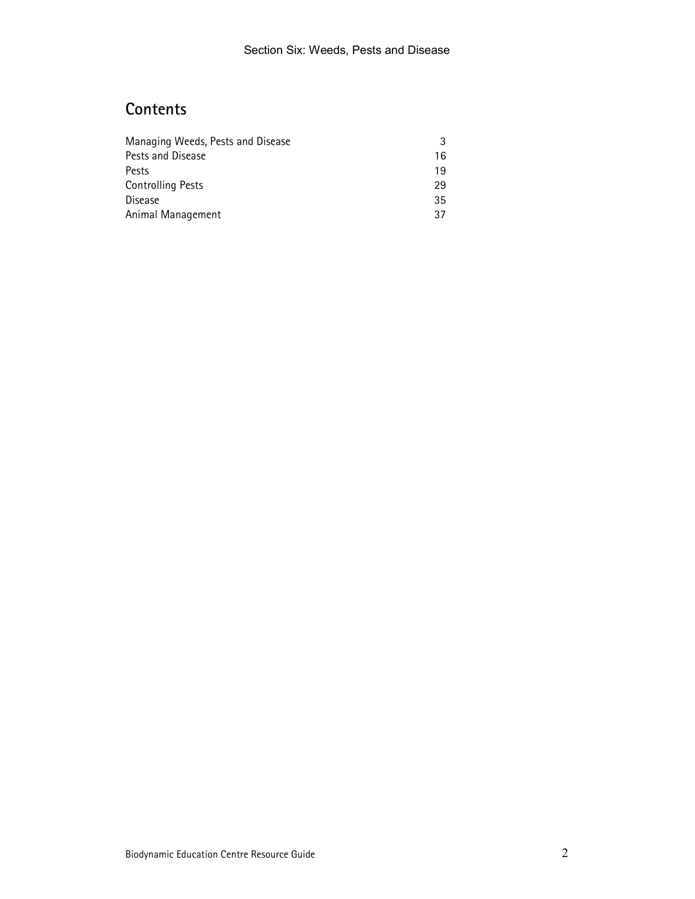# Contents

| | |
|---|---|
| Managing Weeds, Pests and Disease | 3 |
| Pests and Disease | 16 |
| Pests | 19 |
| Controlling Pests | 29 |
| Disease | 35 |
| Animal Management | 37 |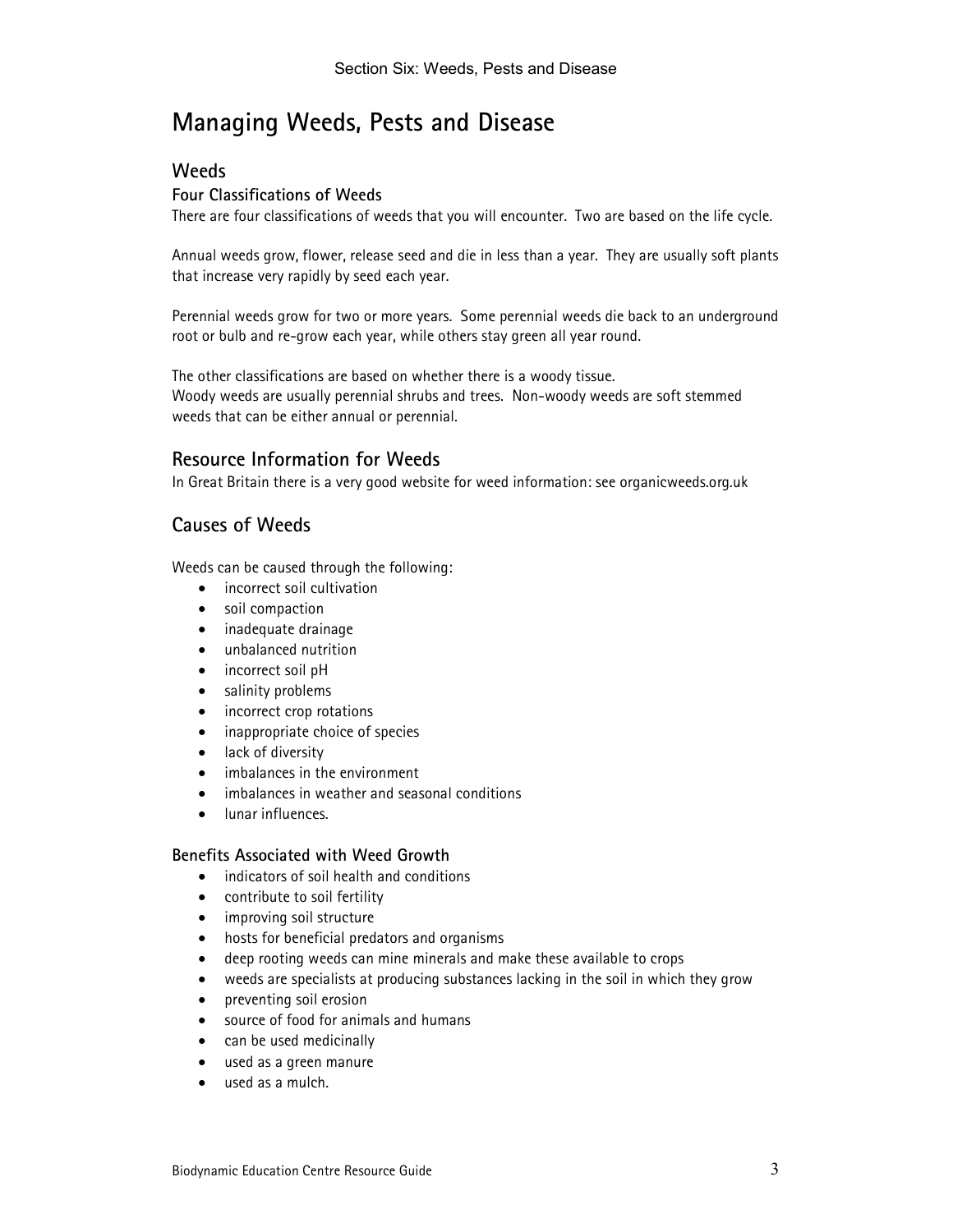# Managing Weeds, Pests and Disease

## Weeds

### Four Classifications of Weeds

There are four classifications of weeds that you will encounter. Two are based on the life cycle.

Annual weeds grow, flower, release seed and die in less than a year. They are usually soft plants that increase very rapidly by seed each year.

Perennial weeds grow for two or more years. Some perennial weeds die back to an underground root or bulb and re-grow each year, while others stay green all year round.

The other classifications are based on whether there is a woody tissue.
Woody weeds are usually perennial shrubs and trees. Non-woody weeds are soft stemmed weeds that can be either annual or perennial.

## Resource Information for Weeds

In Great Britain there is a very good website for weed information: see organicweeds.org.uk

## Causes of Weeds

Weeds can be caused through the following:

- incorrect soil cultivation
- soil compaction
- inadequate drainage
- unbalanced nutrition
- incorrect soil pH
- salinity problems
- incorrect crop rotations
- inappropriate choice of species
- lack of diversity
- imbalances in the environment
- imbalances in weather and seasonal conditions
- lunar influences.

### Benefits Associated with Weed Growth

- indicators of soil health and conditions
- contribute to soil fertility
- improving soil structure
- hosts for beneficial predators and organisms
- deep rooting weeds can mine minerals and make these available to crops
- weeds are specialists at producing substances lacking in the soil in which they grow
- preventing soil erosion
- source of food for animals and humans
- can be used medicinally
- used as a green manure
- used as a mulch.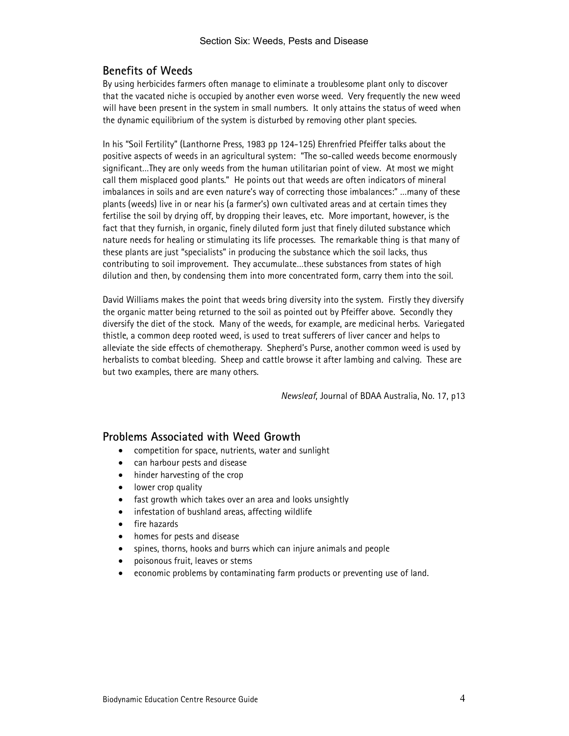## Benefits of Weeds

By using herbicides farmers often manage to eliminate a troublesome plant only to discover that the vacated niche is occupied by another even worse weed. Very frequently the new weed will have been present in the system in small numbers. It only attains the status of weed when the dynamic equilibrium of the system is disturbed by removing other plant species.

In his "Soil Fertility" (Lanthorne Press, 1983 pp 124-125) Ehrenfried Pfeiffer talks about the positive aspects of weeds in an agricultural system: "The so-called weeds become enormously significant…They are only weeds from the human utilitarian point of view. At most we might call them misplaced good plants." He points out that weeds are often indicators of mineral imbalances in soils and are even nature's way of correcting those imbalances:" …many of these plants (weeds) live in or near his (a farmer's) own cultivated areas and at certain times they fertilise the soil by drying off, by dropping their leaves, etc. More important, however, is the fact that they furnish, in organic, finely diluted form just that finely diluted substance which nature needs for healing or stimulating its life processes. The remarkable thing is that many of these plants are just "specialists" in producing the substance which the soil lacks, thus contributing to soil improvement. They accumulate…these substances from states of high dilution and then, by condensing them into more concentrated form, carry them into the soil.

David Williams makes the point that weeds bring diversity into the system. Firstly they diversify the organic matter being returned to the soil as pointed out by Pfeiffer above. Secondly they diversify the diet of the stock. Many of the weeds, for example, are medicinal herbs. Variegated thistle, a common deep rooted weed, is used to treat sufferers of liver cancer and helps to alleviate the side effects of chemotherapy. Shepherd's Purse, another common weed is used by herbalists to combat bleeding. Sheep and cattle browse it after lambing and calving. These are but two examples, there are many others.

*Newsleaf*, Journal of BDAA Australia, No. 17, p13

## Problems Associated with Weed Growth

- competition for space, nutrients, water and sunlight
- can harbour pests and disease
- hinder harvesting of the crop
- lower crop quality
- fast growth which takes over an area and looks unsightly
- infestation of bushland areas, affecting wildlife
- fire hazards
- homes for pests and disease
- spines, thorns, hooks and burrs which can injure animals and people
- poisonous fruit, leaves or stems
- economic problems by contaminating farm products or preventing use of land.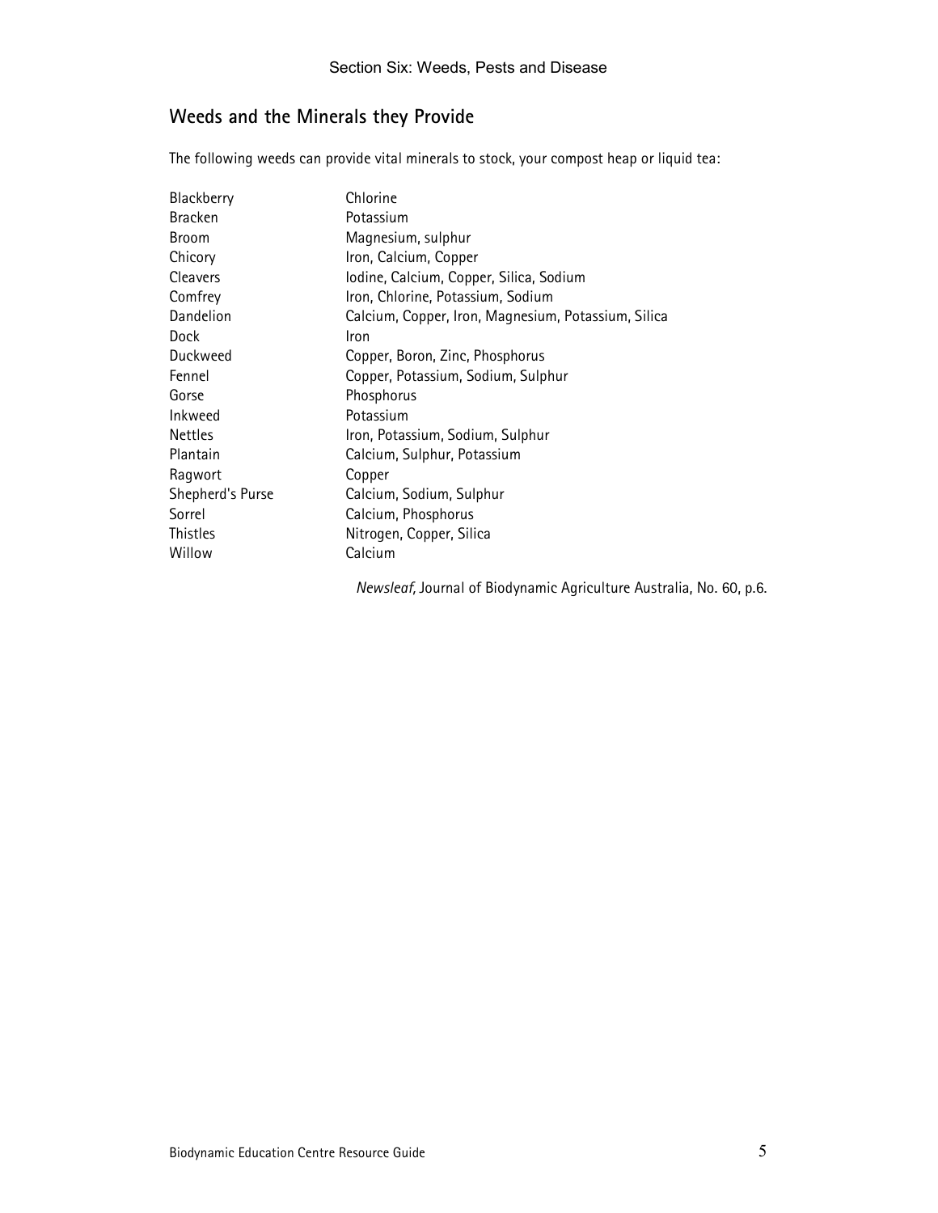## Weeds and the Minerals they Provide

The following weeds can provide vital minerals to stock, your compost heap or liquid tea:

| | |
|---|---|
| Blackberry | Chlorine |
| Bracken | Potassium |
| Broom | Magnesium, sulphur |
| Chicory | Iron, Calcium, Copper |
| Cleavers | Iodine, Calcium, Copper, Silica, Sodium |
| Comfrey | Iron, Chlorine, Potassium, Sodium |
| Dandelion | Calcium, Copper, Iron, Magnesium, Potassium, Silica |
| Dock | Iron |
| Duckweed | Copper, Boron, Zinc, Phosphorus |
| Fennel | Copper, Potassium, Sodium, Sulphur |
| Gorse | Phosphorus |
| Inkweed | Potassium |
| Nettles | Iron, Potassium, Sodium, Sulphur |
| Plantain | Calcium, Sulphur, Potassium |
| Ragwort | Copper |
| Shepherd's Purse | Calcium, Sodium, Sulphur |
| Sorrel | Calcium, Phosphorus |
| Thistles | Nitrogen, Copper, Silica |
| Willow | Calcium |

*Newsleaf,* Journal of Biodynamic Agriculture Australia, No. 60, p.6.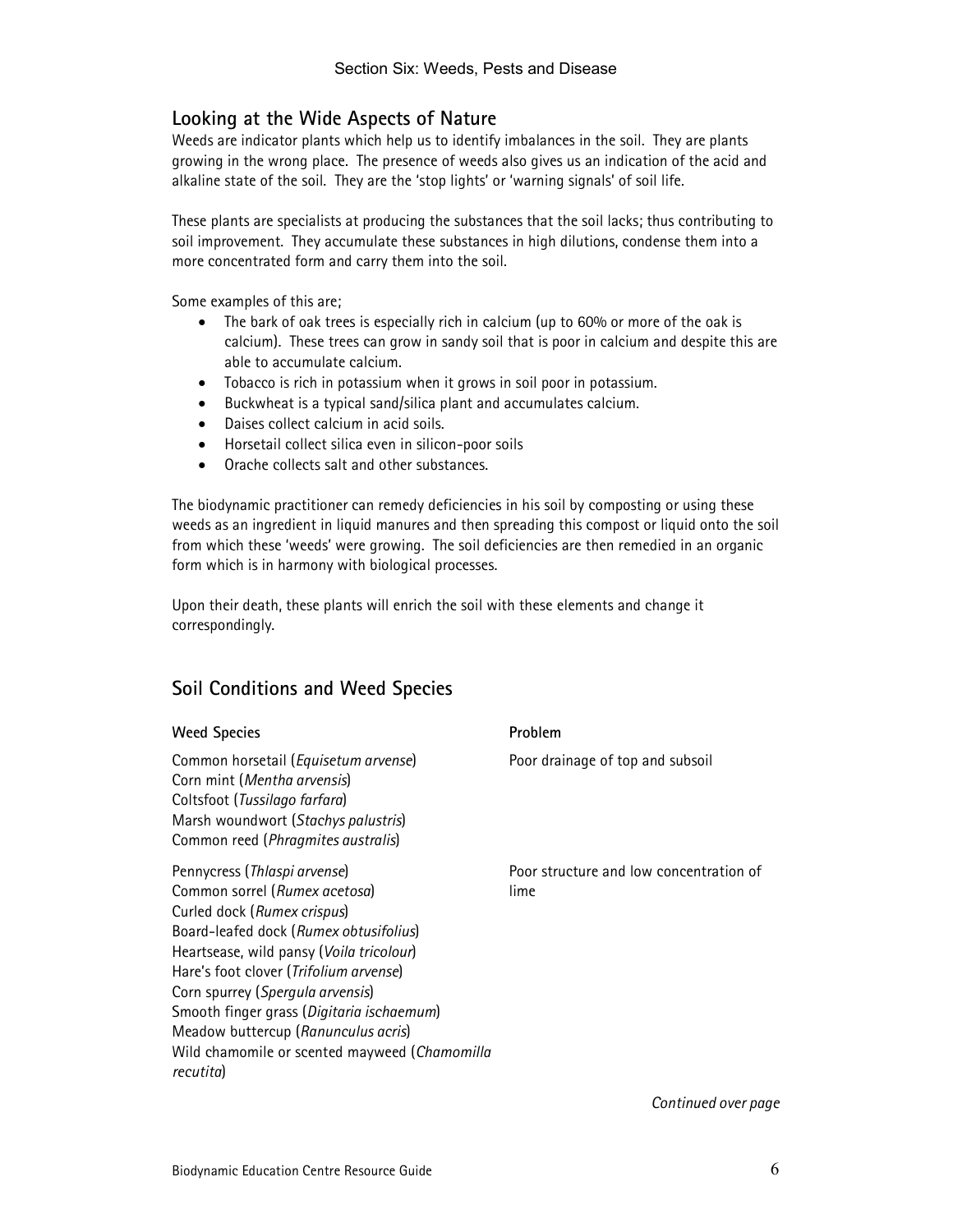## Looking at the Wide Aspects of Nature

Weeds are indicator plants which help us to identify imbalances in the soil. They are plants growing in the wrong place. The presence of weeds also gives us an indication of the acid and alkaline state of the soil. They are the 'stop lights' or 'warning signals' of soil life.

These plants are specialists at producing the substances that the soil lacks; thus contributing to soil improvement. They accumulate these substances in high dilutions, condense them into a more concentrated form and carry them into the soil.

Some examples of this are;

- The bark of oak trees is especially rich in calcium (up to 60% or more of the oak is calcium). These trees can grow in sandy soil that is poor in calcium and despite this are able to accumulate calcium.
- Tobacco is rich in potassium when it grows in soil poor in potassium.
- Buckwheat is a typical sand/silica plant and accumulates calcium.
- Daises collect calcium in acid soils.
- Horsetail collect silica even in silicon-poor soils
- Orache collects salt and other substances.

The biodynamic practitioner can remedy deficiencies in his soil by composting or using these weeds as an ingredient in liquid manures and then spreading this compost or liquid onto the soil from which these 'weeds' were growing. The soil deficiencies are then remedied in an organic form which is in harmony with biological processes.

Upon their death, these plants will enrich the soil with these elements and change it correspondingly.

## Soil Conditions and Weed Species

| Weed Species | Problem |
|---|---|
| Common horsetail (*Equisetum arvense*)<br>Corn mint (*Mentha arvensis*)<br>Coltsfoot (*Tussilago farfara*)<br>Marsh woundwort (*Stachys palustris*)<br>Common reed (*Phragmites australis*) | Poor drainage of top and subsoil |
| Pennycress (*Thlaspi arvense*)<br>Common sorrel (*Rumex acetosa*)<br>Curled dock (*Rumex crispus*)<br>Board-leafed dock (*Rumex obtusifolius*)<br>Heartsease, wild pansy (*Voila tricolour*)<br>Hare's foot clover (*Trifolium arvense*)<br>Corn spurrey (*Spergula arvensis*)<br>Smooth finger grass (*Digitaria ischaemum*)<br>Meadow buttercup (*Ranunculus acris*)<br>Wild chamomile or scented mayweed (*Chamomilla recutita*) | Poor structure and low concentration of lime |

*Continued over page*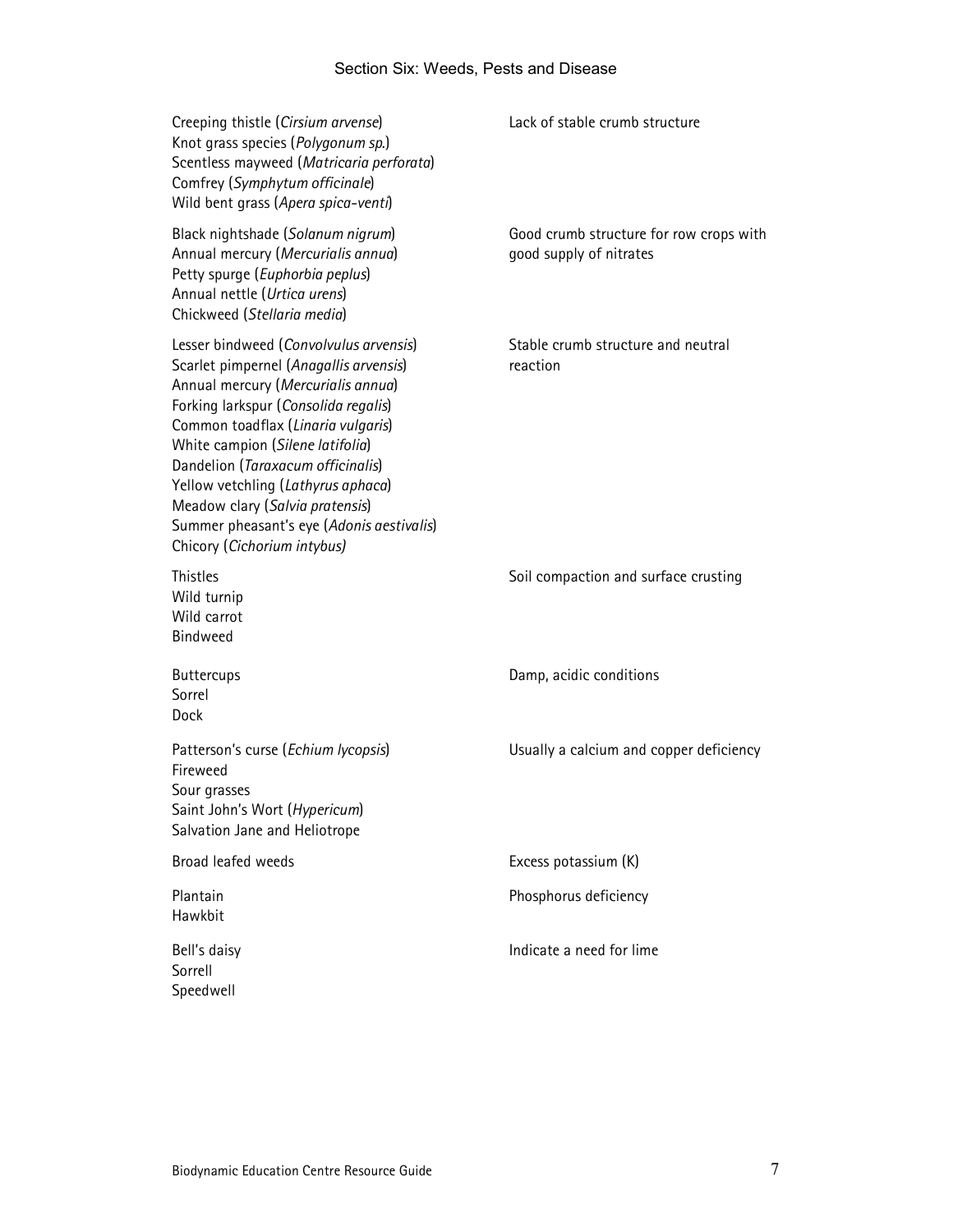| Weeds | Indication |
|---|---|
| Creeping thistle (*Cirsium arvense*)<br>Knot grass species (*Polygonum sp.*)<br>Scentless mayweed (*Matricaria perforata*)<br>Comfrey (*Symphytum officinale*)<br>Wild bent grass (*Apera spica-venti*) | Lack of stable crumb structure |
| Black nightshade (*Solanum nigrum*)<br>Annual mercury (*Mercurialis annua*)<br>Petty spurge (*Euphorbia peplus*)<br>Annual nettle (*Urtica urens*)<br>Chickweed (*Stellaria media*) | Good crumb structure for row crops with good supply of nitrates |
| Lesser bindweed (*Convolvulus arvensis*)<br>Scarlet pimpernel (*Anagallis arvensis*)<br>Annual mercury (*Mercurialis annua*)<br>Forking larkspur (*Consolida regalis*)<br>Common toadflax (*Linaria vulgaris*)<br>White campion (*Silene latifolia*)<br>Dandelion (*Taraxacum officinalis*)<br>Yellow vetchling (*Lathyrus aphaca*)<br>Meadow clary (*Salvia pratensis*)<br>Summer pheasant's eye (*Adonis aestivalis*)<br>Chicory (*Cichorium intybus)* | Stable crumb structure and neutral reaction |
| Thistles<br>Wild turnip<br>Wild carrot<br>Bindweed | Soil compaction and surface crusting |
| Buttercups<br>Sorrel<br>Dock | Damp, acidic conditions |
| Patterson's curse (*Echium lycopsis*)<br>Fireweed<br>Sour grasses<br>Saint John's Wort (*Hypericum*)<br>Salvation Jane and Heliotrope | Usually a calcium and copper deficiency |
| Broad leafed weeds | Excess potassium (K) |
| Plantain<br>Hawkbit | Phosphorus deficiency |
| Bell's daisy<br>Sorrell<br>Speedwell | Indicate a need for lime |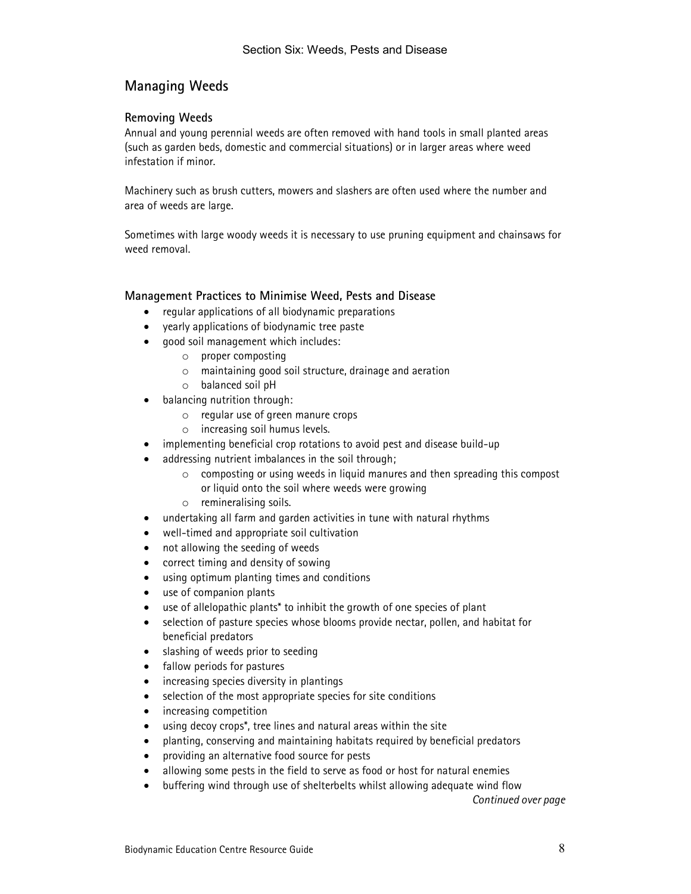## Managing Weeds

### Removing Weeds

Annual and young perennial weeds are often removed with hand tools in small planted areas (such as garden beds, domestic and commercial situations) or in larger areas where weed infestation if minor.

Machinery such as brush cutters, mowers and slashers are often used where the number and area of weeds are large.

Sometimes with large woody weeds it is necessary to use pruning equipment and chainsaws for weed removal.

### Management Practices to Minimise Weed, Pests and Disease

- regular applications of all biodynamic preparations
- yearly applications of biodynamic tree paste
- good soil management which includes:
    - proper composting
    - maintaining good soil structure, drainage and aeration
    - balanced soil pH
- balancing nutrition through:
    - regular use of green manure crops
    - increasing soil humus levels.
- implementing beneficial crop rotations to avoid pest and disease build-up
- addressing nutrient imbalances in the soil through;
    - composting or using weeds in liquid manures and then spreading this compost or liquid onto the soil where weeds were growing
    - remineralising soils.
- undertaking all farm and garden activities in tune with natural rhythms
- well-timed and appropriate soil cultivation
- not allowing the seeding of weeds
- correct timing and density of sowing
- using optimum planting times and conditions
- use of companion plants
- use of allelopathic plants* to inhibit the growth of one species of plant
- selection of pasture species whose blooms provide nectar, pollen, and habitat for beneficial predators
- slashing of weeds prior to seeding
- fallow periods for pastures
- increasing species diversity in plantings
- selection of the most appropriate species for site conditions
- increasing competition
- using decoy crops*, tree lines and natural areas within the site
- planting, conserving and maintaining habitats required by beneficial predators
- providing an alternative food source for pests
- allowing some pests in the field to serve as food or host for natural enemies
- buffering wind through use of shelterbelts whilst allowing adequate wind flow

*Continued over page*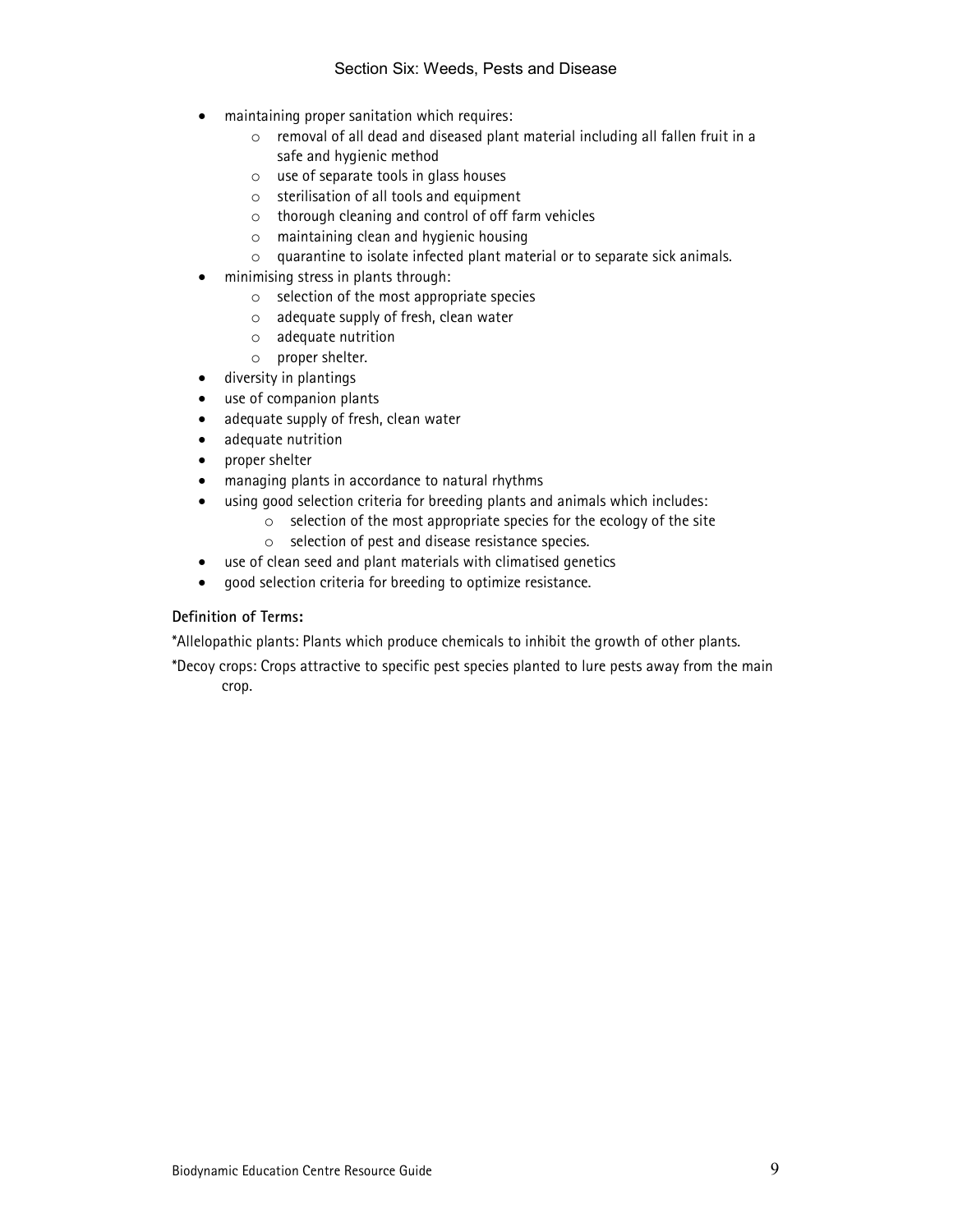- maintaining proper sanitation which requires:
    - removal of all dead and diseased plant material including all fallen fruit in a safe and hygienic method
    - use of separate tools in glass houses
    - sterilisation of all tools and equipment
    - thorough cleaning and control of off farm vehicles
    - maintaining clean and hygienic housing
    - quarantine to isolate infected plant material or to separate sick animals.
- minimising stress in plants through:
    - selection of the most appropriate species
    - adequate supply of fresh, clean water
    - adequate nutrition
    - proper shelter.
- diversity in plantings
- use of companion plants
- adequate supply of fresh, clean water
- adequate nutrition
- proper shelter
- managing plants in accordance to natural rhythms
- using good selection criteria for breeding plants and animals which includes:
    - selection of the most appropriate species for the ecology of the site
    - selection of pest and disease resistance species.
- use of clean seed and plant materials with climatised genetics
- good selection criteria for breeding to optimize resistance.

**Definition of Terms:**

*Allelopathic plants: Plants which produce chemicals to inhibit the growth of other plants.

*Decoy crops: Crops attractive to specific pest species planted to lure pests away from the main crop.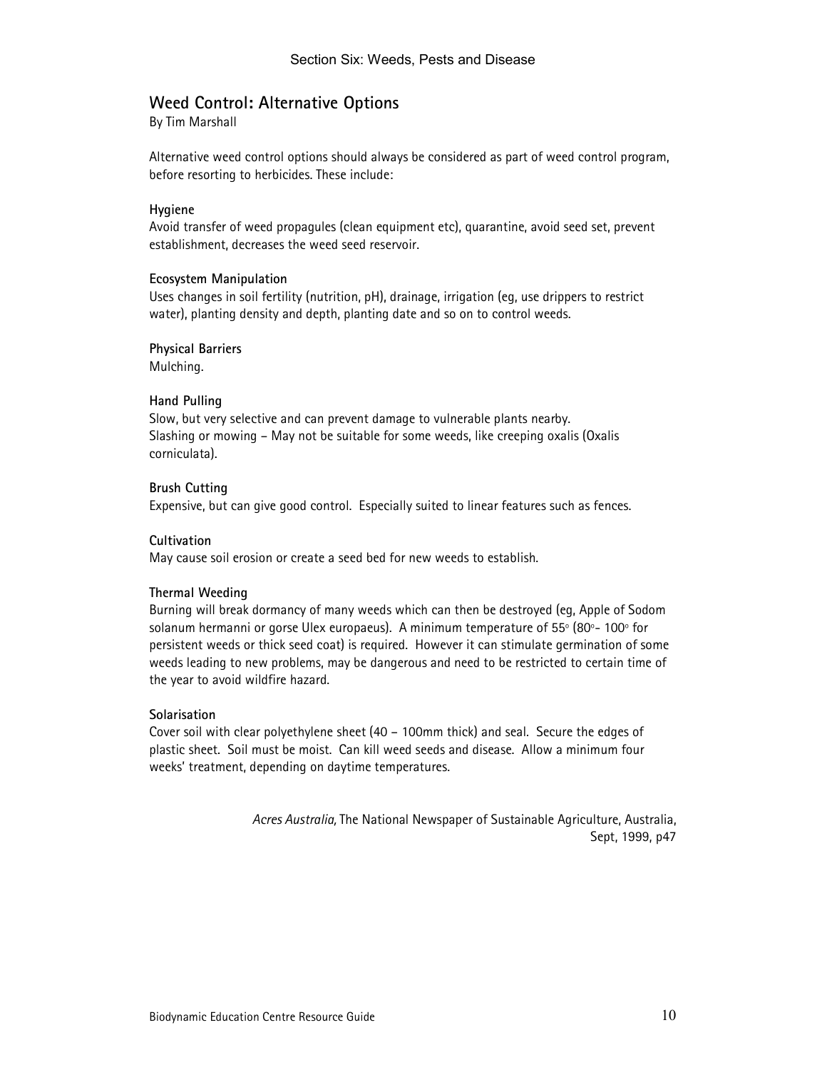## Weed Control: Alternative Options

By Tim Marshall

Alternative weed control options should always be considered as part of weed control program, before resorting to herbicides. These include:

**Hygiene**

Avoid transfer of weed propagules (clean equipment etc), quarantine, avoid seed set, prevent establishment, decreases the weed seed reservoir.

**Ecosystem Manipulation**

Uses changes in soil fertility (nutrition, pH), drainage, irrigation (eg, use drippers to restrict water), planting density and depth, planting date and so on to control weeds.

**Physical Barriers**

Mulching.

**Hand Pulling**

Slow, but very selective and can prevent damage to vulnerable plants nearby.
Slashing or mowing – May not be suitable for some weeds, like creeping oxalis (Oxalis corniculata).

**Brush Cutting**

Expensive, but can give good control. Especially suited to linear features such as fences.

**Cultivation**

May cause soil erosion or create a seed bed for new weeds to establish.

**Thermal Weeding**

Burning will break dormancy of many weeds which can then be destroyed (eg, Apple of Sodom solanum hermanni or gorse Ulex europaeus). A minimum temperature of 55° (80°- 100° for persistent weeds or thick seed coat) is required. However it can stimulate germination of some weeds leading to new problems, may be dangerous and need to be restricted to certain time of the year to avoid wildfire hazard.

**Solarisation**

Cover soil with clear polyethylene sheet (40 – 100mm thick) and seal. Secure the edges of plastic sheet. Soil must be moist. Can kill weed seeds and disease. Allow a minimum four weeks' treatment, depending on daytime temperatures.

*Acres Australia,* The National Newspaper of Sustainable Agriculture, Australia, Sept, 1999, p47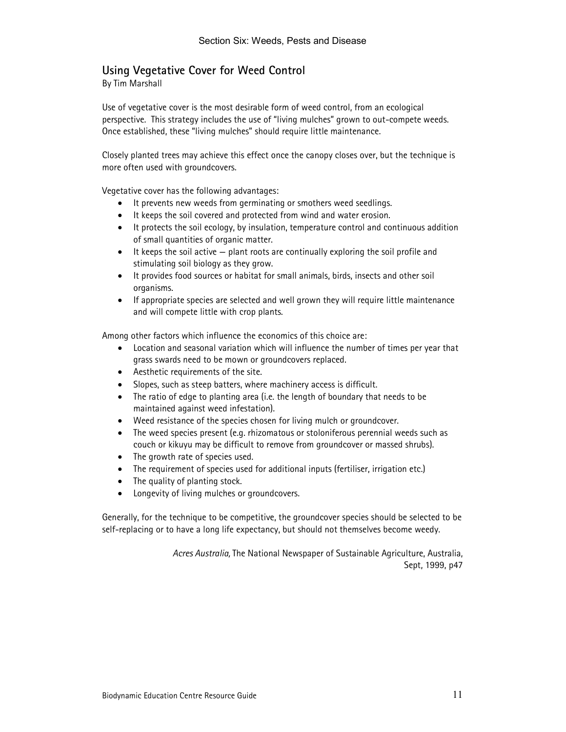## Using Vegetative Cover for Weed Control

By Tim Marshall

Use of vegetative cover is the most desirable form of weed control, from an ecological perspective. This strategy includes the use of "living mulches" grown to out-compete weeds. Once established, these "living mulches" should require little maintenance.

Closely planted trees may achieve this effect once the canopy closes over, but the technique is more often used with groundcovers.

Vegetative cover has the following advantages:

- It prevents new weeds from germinating or smothers weed seedlings.
- It keeps the soil covered and protected from wind and water erosion.
- It protects the soil ecology, by insulation, temperature control and continuous addition of small quantities of organic matter.
- It keeps the soil active – plant roots are continually exploring the soil profile and stimulating soil biology as they grow.
- It provides food sources or habitat for small animals, birds, insects and other soil organisms.
- If appropriate species are selected and well grown they will require little maintenance and will compete little with crop plants.

Among other factors which influence the economics of this choice are:

- Location and seasonal variation which will influence the number of times per year that grass swards need to be mown or groundcovers replaced.
- Aesthetic requirements of the site.
- Slopes, such as steep batters, where machinery access is difficult.
- The ratio of edge to planting area (i.e. the length of boundary that needs to be maintained against weed infestation).
- Weed resistance of the species chosen for living mulch or groundcover.
- The weed species present (e.g. rhizomatous or stoloniferous perennial weeds such as couch or kikuyu may be difficult to remove from groundcover or massed shrubs).
- The growth rate of species used.
- The requirement of species used for additional inputs (fertiliser, irrigation etc.)
- The quality of planting stock.
- Longevity of living mulches or groundcovers.

Generally, for the technique to be competitive, the groundcover species should be selected to be self-replacing or to have a long life expectancy, but should not themselves become weedy.

*Acres Australia,* The National Newspaper of Sustainable Agriculture, Australia, Sept, 1999, p47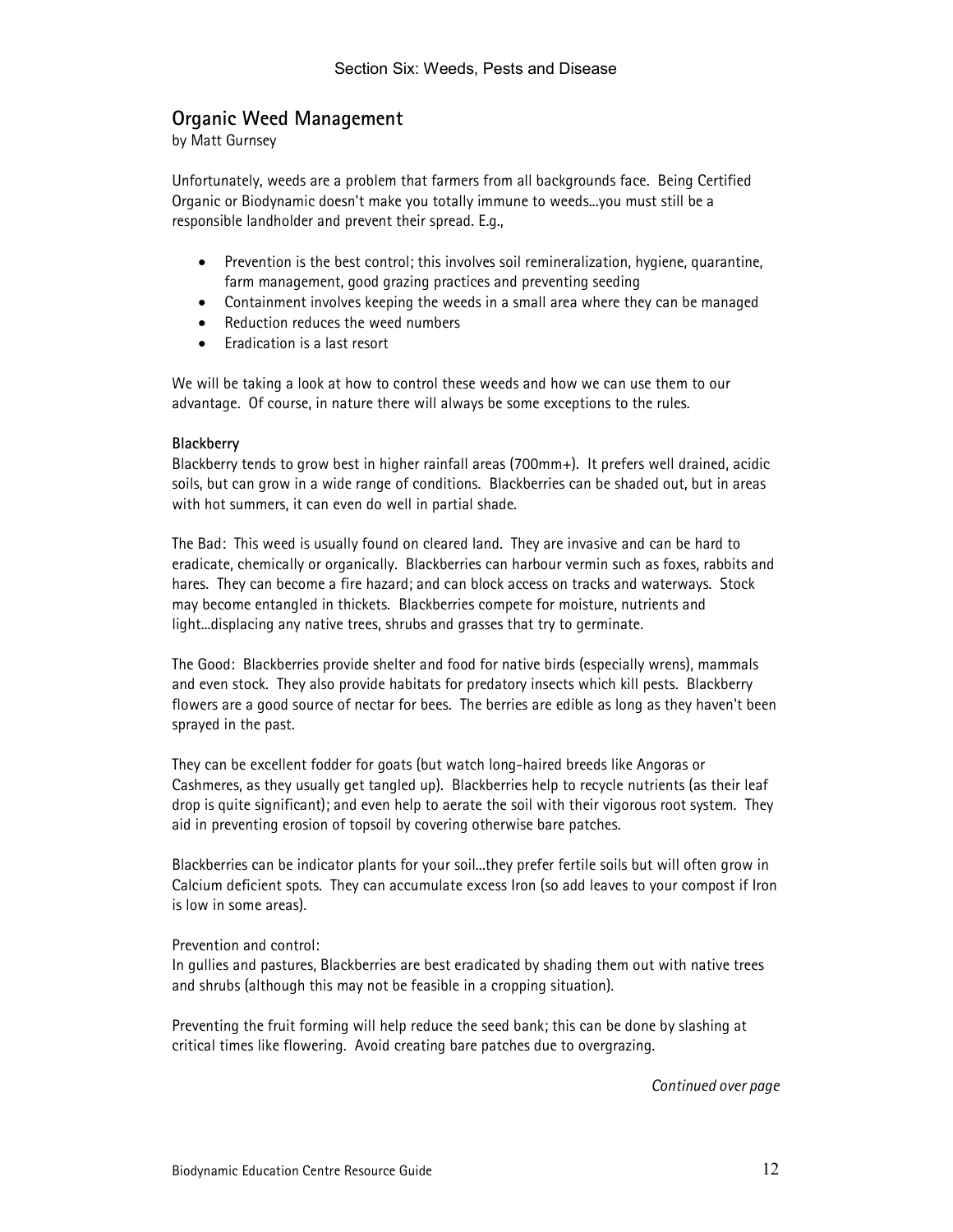## Organic Weed Management

by Matt Gurnsey

Unfortunately, weeds are a problem that farmers from all backgrounds face. Being Certified Organic or Biodynamic doesn't make you totally immune to weeds…you must still be a responsible landholder and prevent their spread. E.g.,

- Prevention is the best control; this involves soil remineralization, hygiene, quarantine, farm management, good grazing practices and preventing seeding
- Containment involves keeping the weeds in a small area where they can be managed
- Reduction reduces the weed numbers
- Eradication is a last resort

We will be taking a look at how to control these weeds and how we can use them to our advantage. Of course, in nature there will always be some exceptions to the rules.

**Blackberry**

Blackberry tends to grow best in higher rainfall areas (700mm+). It prefers well drained, acidic soils, but can grow in a wide range of conditions. Blackberries can be shaded out, but in areas with hot summers, it can even do well in partial shade.

The Bad: This weed is usually found on cleared land. They are invasive and can be hard to eradicate, chemically or organically. Blackberries can harbour vermin such as foxes, rabbits and hares. They can become a fire hazard; and can block access on tracks and waterways. Stock may become entangled in thickets. Blackberries compete for moisture, nutrients and light…displacing any native trees, shrubs and grasses that try to germinate.

The Good: Blackberries provide shelter and food for native birds (especially wrens), mammals and even stock. They also provide habitats for predatory insects which kill pests. Blackberry flowers are a good source of nectar for bees. The berries are edible as long as they haven't been sprayed in the past.

They can be excellent fodder for goats (but watch long-haired breeds like Angoras or Cashmeres, as they usually get tangled up). Blackberries help to recycle nutrients (as their leaf drop is quite significant); and even help to aerate the soil with their vigorous root system. They aid in preventing erosion of topsoil by covering otherwise bare patches.

Blackberries can be indicator plants for your soil…they prefer fertile soils but will often grow in Calcium deficient spots. They can accumulate excess Iron (so add leaves to your compost if Iron is low in some areas).

Prevention and control:

In gullies and pastures, Blackberries are best eradicated by shading them out with native trees and shrubs (although this may not be feasible in a cropping situation).

Preventing the fruit forming will help reduce the seed bank; this can be done by slashing at critical times like flowering. Avoid creating bare patches due to overgrazing.

*Continued over page*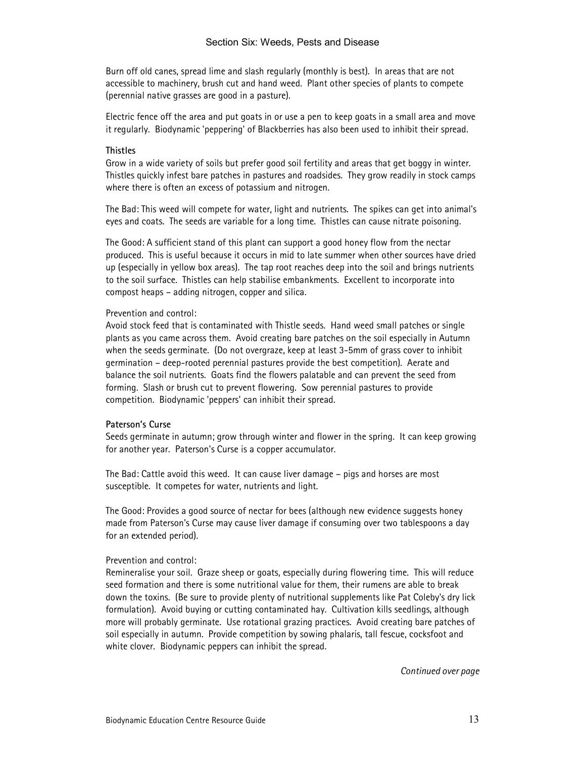Burn off old canes, spread lime and slash regularly (monthly is best). In areas that are not accessible to machinery, brush cut and hand weed. Plant other species of plants to compete (perennial native grasses are good in a pasture).

Electric fence off the area and put goats in or use a pen to keep goats in a small area and move it regularly. Biodynamic 'peppering' of Blackberries has also been used to inhibit their spread.

**Thistles**

Grow in a wide variety of soils but prefer good soil fertility and areas that get boggy in winter. Thistles quickly infest bare patches in pastures and roadsides. They grow readily in stock camps where there is often an excess of potassium and nitrogen.

The Bad: This weed will compete for water, light and nutrients. The spikes can get into animal's eyes and coats. The seeds are variable for a long time. Thistles can cause nitrate poisoning.

The Good: A sufficient stand of this plant can support a good honey flow from the nectar produced. This is useful because it occurs in mid to late summer when other sources have dried up (especially in yellow box areas). The tap root reaches deep into the soil and brings nutrients to the soil surface. Thistles can help stabilise embankments. Excellent to incorporate into compost heaps – adding nitrogen, copper and silica.

Prevention and control:

Avoid stock feed that is contaminated with Thistle seeds. Hand weed small patches or single plants as you came across them. Avoid creating bare patches on the soil especially in Autumn when the seeds germinate. (Do not overgraze, keep at least 3-5mm of grass cover to inhibit germination – deep-rooted perennial pastures provide the best competition). Aerate and balance the soil nutrients. Goats find the flowers palatable and can prevent the seed from forming. Slash or brush cut to prevent flowering. Sow perennial pastures to provide competition. Biodynamic 'peppers' can inhibit their spread.

**Paterson's Curse**

Seeds germinate in autumn; grow through winter and flower in the spring. It can keep growing for another year. Paterson's Curse is a copper accumulator.

The Bad: Cattle avoid this weed. It can cause liver damage – pigs and horses are most susceptible. It competes for water, nutrients and light.

The Good: Provides a good source of nectar for bees (although new evidence suggests honey made from Paterson's Curse may cause liver damage if consuming over two tablespoons a day for an extended period).

Prevention and control:

Remineralise your soil. Graze sheep or goats, especially during flowering time. This will reduce seed formation and there is some nutritional value for them, their rumens are able to break down the toxins. (Be sure to provide plenty of nutritional supplements like Pat Coleby's dry lick formulation). Avoid buying or cutting contaminated hay. Cultivation kills seedlings, although more will probably germinate. Use rotational grazing practices. Avoid creating bare patches of soil especially in autumn. Provide competition by sowing phalaris, tall fescue, cocksfoot and white clover. Biodynamic peppers can inhibit the spread.

*Continued over page*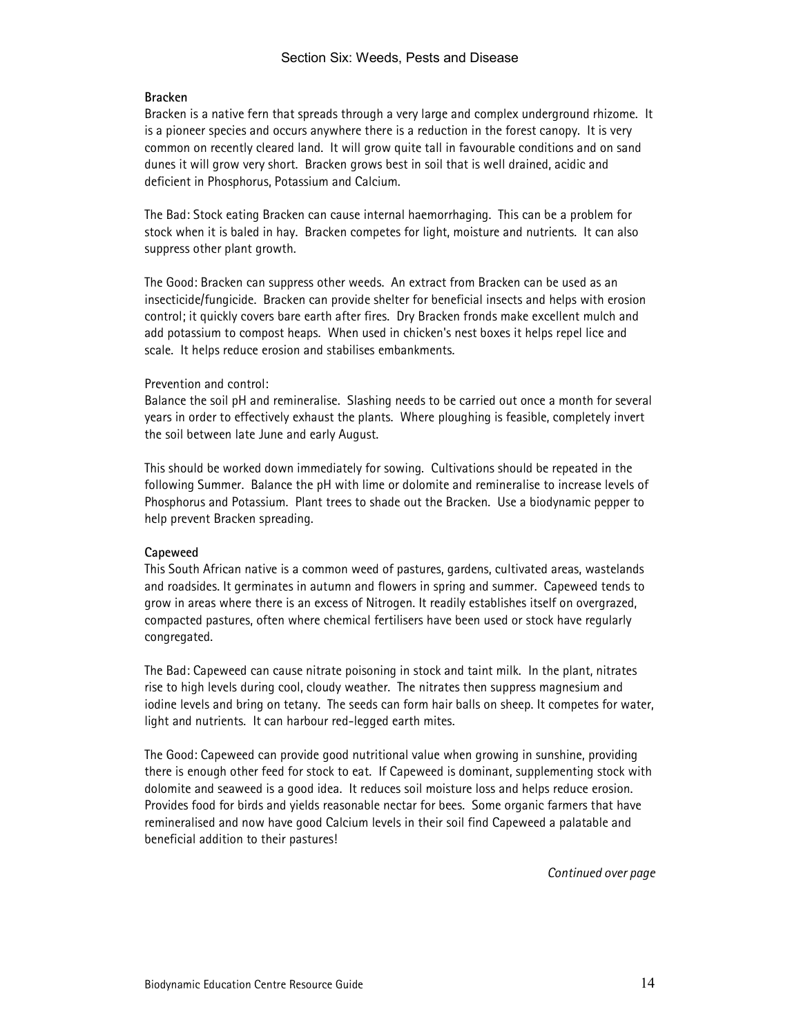**Bracken**

Bracken is a native fern that spreads through a very large and complex underground rhizome. It is a pioneer species and occurs anywhere there is a reduction in the forest canopy. It is very common on recently cleared land. It will grow quite tall in favourable conditions and on sand dunes it will grow very short. Bracken grows best in soil that is well drained, acidic and deficient in Phosphorus, Potassium and Calcium.

The Bad: Stock eating Bracken can cause internal haemorrhaging. This can be a problem for stock when it is baled in hay. Bracken competes for light, moisture and nutrients. It can also suppress other plant growth.

The Good: Bracken can suppress other weeds. An extract from Bracken can be used as an insecticide/fungicide. Bracken can provide shelter for beneficial insects and helps with erosion control; it quickly covers bare earth after fires. Dry Bracken fronds make excellent mulch and add potassium to compost heaps. When used in chicken's nest boxes it helps repel lice and scale. It helps reduce erosion and stabilises embankments.

Prevention and control:
Balance the soil pH and remineralise. Slashing needs to be carried out once a month for several years in order to effectively exhaust the plants. Where ploughing is feasible, completely invert the soil between late June and early August.

This should be worked down immediately for sowing. Cultivations should be repeated in the following Summer. Balance the pH with lime or dolomite and remineralise to increase levels of Phosphorus and Potassium. Plant trees to shade out the Bracken. Use a biodynamic pepper to help prevent Bracken spreading.

**Capeweed**

This South African native is a common weed of pastures, gardens, cultivated areas, wastelands and roadsides. It germinates in autumn and flowers in spring and summer. Capeweed tends to grow in areas where there is an excess of Nitrogen. It readily establishes itself on overgrazed, compacted pastures, often where chemical fertilisers have been used or stock have regularly congregated.

The Bad: Capeweed can cause nitrate poisoning in stock and taint milk. In the plant, nitrates rise to high levels during cool, cloudy weather. The nitrates then suppress magnesium and iodine levels and bring on tetany. The seeds can form hair balls on sheep. It competes for water, light and nutrients. It can harbour red-legged earth mites.

The Good: Capeweed can provide good nutritional value when growing in sunshine, providing there is enough other feed for stock to eat. If Capeweed is dominant, supplementing stock with dolomite and seaweed is a good idea. It reduces soil moisture loss and helps reduce erosion. Provides food for birds and yields reasonable nectar for bees. Some organic farmers that have remineralised and now have good Calcium levels in their soil find Capeweed a palatable and beneficial addition to their pastures!

*Continued over page*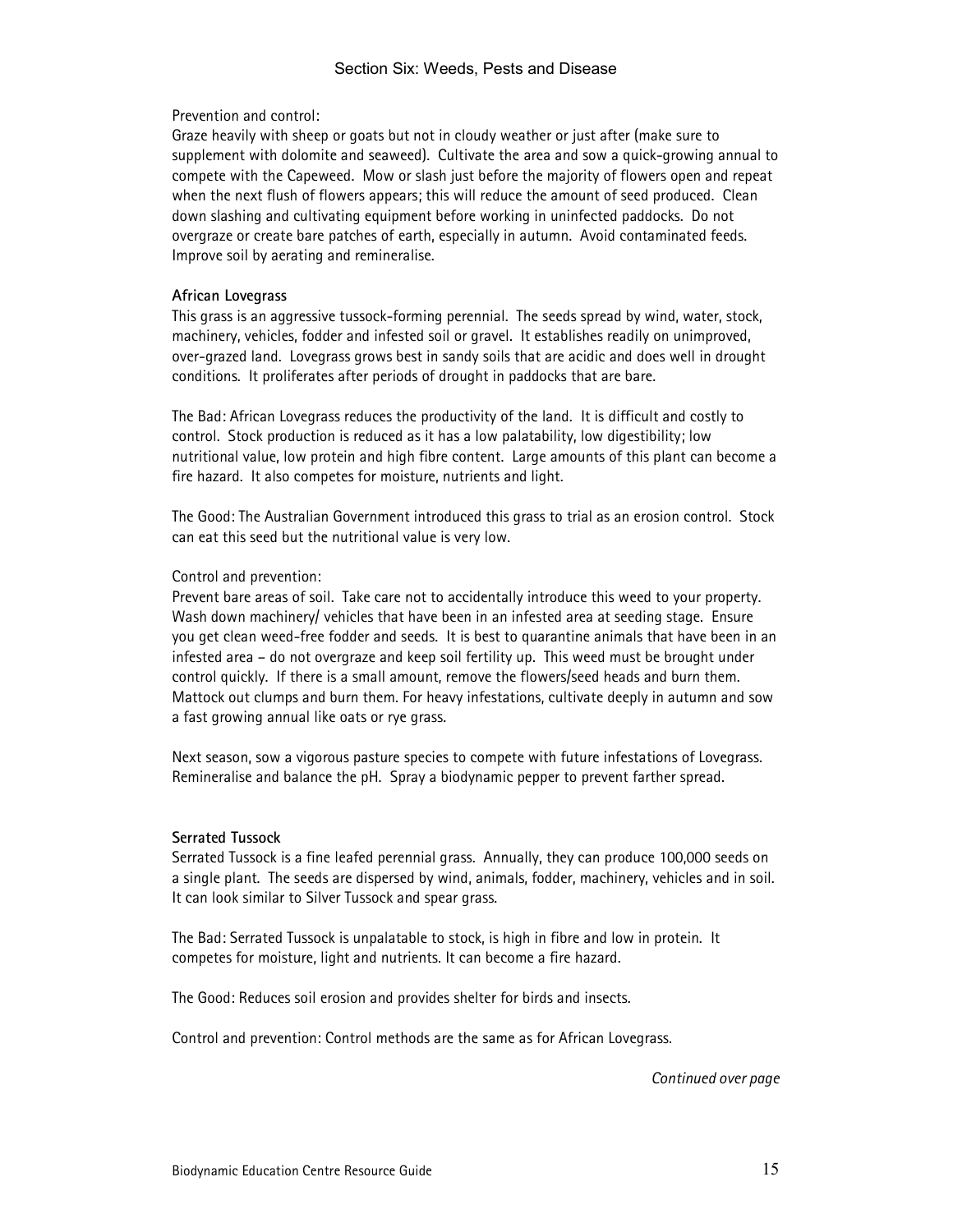Prevention and control:
Graze heavily with sheep or goats but not in cloudy weather or just after (make sure to supplement with dolomite and seaweed). Cultivate the area and sow a quick-growing annual to compete with the Capeweed. Mow or slash just before the majority of flowers open and repeat when the next flush of flowers appears; this will reduce the amount of seed produced. Clean down slashing and cultivating equipment before working in uninfected paddocks. Do not overgraze or create bare patches of earth, especially in autumn. Avoid contaminated feeds. Improve soil by aerating and remineralise.

**African Lovegrass**

This grass is an aggressive tussock-forming perennial. The seeds spread by wind, water, stock, machinery, vehicles, fodder and infested soil or gravel. It establishes readily on unimproved, over-grazed land. Lovegrass grows best in sandy soils that are acidic and does well in drought conditions. It proliferates after periods of drought in paddocks that are bare.

The Bad: African Lovegrass reduces the productivity of the land. It is difficult and costly to control. Stock production is reduced as it has a low palatability, low digestibility; low nutritional value, low protein and high fibre content. Large amounts of this plant can become a fire hazard. It also competes for moisture, nutrients and light.

The Good: The Australian Government introduced this grass to trial as an erosion control. Stock can eat this seed but the nutritional value is very low.

Control and prevention:
Prevent bare areas of soil. Take care not to accidentally introduce this weed to your property. Wash down machinery/ vehicles that have been in an infested area at seeding stage. Ensure you get clean weed-free fodder and seeds. It is best to quarantine animals that have been in an infested area – do not overgraze and keep soil fertility up. This weed must be brought under control quickly. If there is a small amount, remove the flowers/seed heads and burn them. Mattock out clumps and burn them. For heavy infestations, cultivate deeply in autumn and sow a fast growing annual like oats or rye grass.

Next season, sow a vigorous pasture species to compete with future infestations of Lovegrass. Remineralise and balance the pH. Spray a biodynamic pepper to prevent farther spread.

**Serrated Tussock**

Serrated Tussock is a fine leafed perennial grass. Annually, they can produce 100,000 seeds on a single plant. The seeds are dispersed by wind, animals, fodder, machinery, vehicles and in soil. It can look similar to Silver Tussock and spear grass.

The Bad: Serrated Tussock is unpalatable to stock, is high in fibre and low in protein. It competes for moisture, light and nutrients. It can become a fire hazard.

The Good: Reduces soil erosion and provides shelter for birds and insects.

Control and prevention: Control methods are the same as for African Lovegrass.

*Continued over page*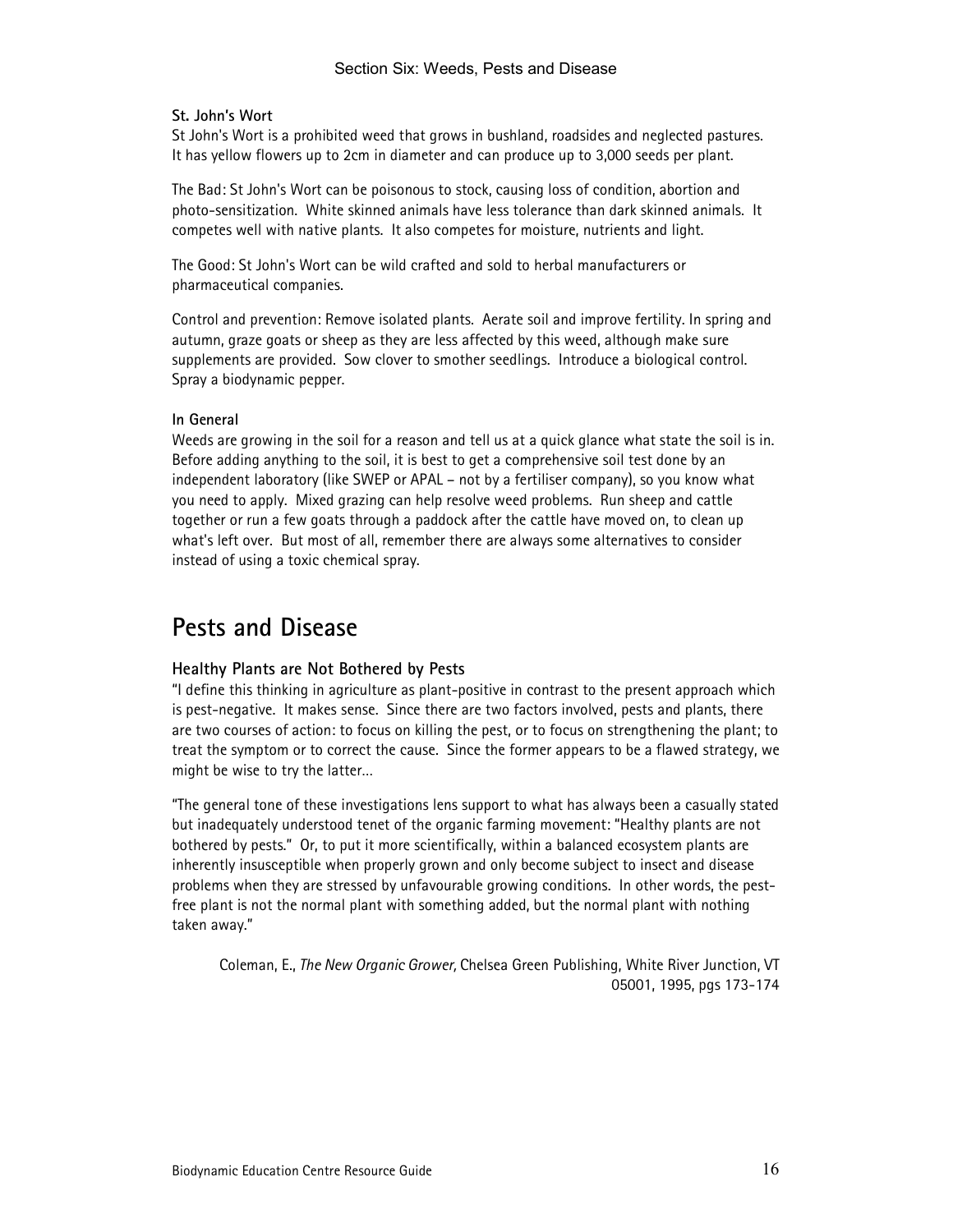**St. John's Wort**

St John's Wort is a prohibited weed that grows in bushland, roadsides and neglected pastures. It has yellow flowers up to 2cm in diameter and can produce up to 3,000 seeds per plant.

The Bad: St John's Wort can be poisonous to stock, causing loss of condition, abortion and photo-sensitization. White skinned animals have less tolerance than dark skinned animals. It competes well with native plants. It also competes for moisture, nutrients and light.

The Good: St John's Wort can be wild crafted and sold to herbal manufacturers or pharmaceutical companies.

Control and prevention: Remove isolated plants. Aerate soil and improve fertility. In spring and autumn, graze goats or sheep as they are less affected by this weed, although make sure supplements are provided. Sow clover to smother seedlings. Introduce a biological control. Spray a biodynamic pepper.

**In General**

Weeds are growing in the soil for a reason and tell us at a quick glance what state the soil is in. Before adding anything to the soil, it is best to get a comprehensive soil test done by an independent laboratory (like SWEP or APAL – not by a fertiliser company), so you know what you need to apply. Mixed grazing can help resolve weed problems. Run sheep and cattle together or run a few goats through a paddock after the cattle have moved on, to clean up what's left over. But most of all, remember there are always some alternatives to consider instead of using a toxic chemical spray.

## Pests and Disease

### Healthy Plants are Not Bothered by Pests

"I define this thinking in agriculture as plant-positive in contrast to the present approach which is pest-negative. It makes sense. Since there are two factors involved, pests and plants, there are two courses of action: to focus on killing the pest, or to focus on strengthening the plant; to treat the symptom or to correct the cause. Since the former appears to be a flawed strategy, we might be wise to try the latter…

"The general tone of these investigations lens support to what has always been a casually stated but inadequately understood tenet of the organic farming movement: "Healthy plants are not bothered by pests." Or, to put it more scientifically, within a balanced ecosystem plants are inherently insusceptible when properly grown and only become subject to insect and disease problems when they are stressed by unfavourable growing conditions. In other words, the pest-free plant is not the normal plant with something added, but the normal plant with nothing taken away."

Coleman, E., *The New Organic Grower,* Chelsea Green Publishing, White River Junction, VT 05001, 1995, pgs 173-174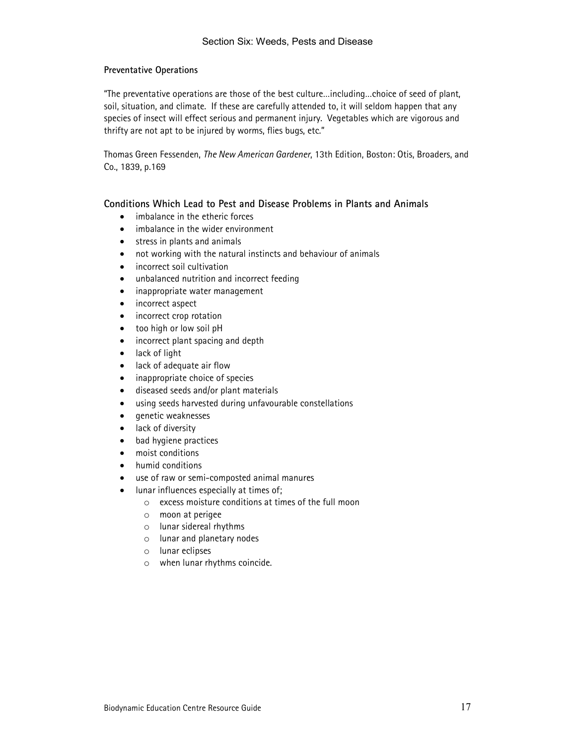**Preventative Operations**

"The preventative operations are those of the best culture…including…choice of seed of plant, soil, situation, and climate. If these are carefully attended to, it will seldom happen that any species of insect will effect serious and permanent injury. Vegetables which are vigorous and thrifty are not apt to be injured by worms, flies bugs, etc."

Thomas Green Fessenden, *The New American Gardener*, 13th Edition, Boston: Otis, Broaders, and Co., 1839, p.169

## Conditions Which Lead to Pest and Disease Problems in Plants and Animals

- imbalance in the etheric forces
- imbalance in the wider environment
- stress in plants and animals
- not working with the natural instincts and behaviour of animals
- incorrect soil cultivation
- unbalanced nutrition and incorrect feeding
- inappropriate water management
- incorrect aspect
- incorrect crop rotation
- too high or low soil pH
- incorrect plant spacing and depth
- lack of light
- lack of adequate air flow
- inappropriate choice of species
- diseased seeds and/or plant materials
- using seeds harvested during unfavourable constellations
- genetic weaknesses
- lack of diversity
- bad hygiene practices
- moist conditions
- humid conditions
- use of raw or semi-composted animal manures
- lunar influences especially at times of;
  - excess moisture conditions at times of the full moon
  - moon at perigee
  - lunar sidereal rhythms
  - lunar and planetary nodes
  - lunar eclipses
  - when lunar rhythms coincide.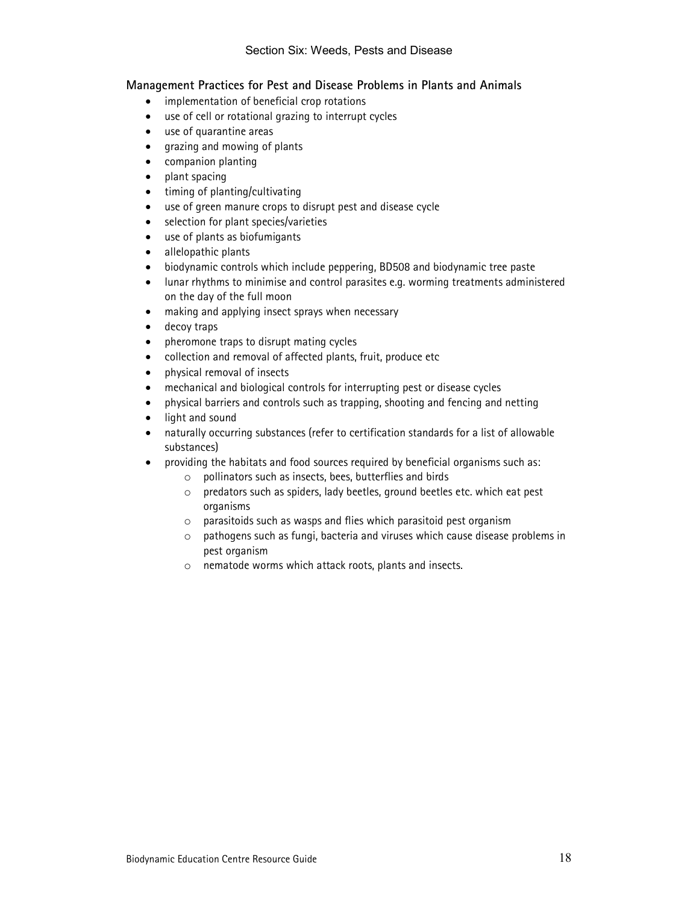## Management Practices for Pest and Disease Problems in Plants and Animals

- implementation of beneficial crop rotations
- use of cell or rotational grazing to interrupt cycles
- use of quarantine areas
- grazing and mowing of plants
- companion planting
- plant spacing
- timing of planting/cultivating
- use of green manure crops to disrupt pest and disease cycle
- selection for plant species/varieties
- use of plants as biofumigants
- allelopathic plants
- biodynamic controls which include peppering, BD508 and biodynamic tree paste
- lunar rhythms to minimise and control parasites e.g. worming treatments administered on the day of the full moon
- making and applying insect sprays when necessary
- decoy traps
- pheromone traps to disrupt mating cycles
- collection and removal of affected plants, fruit, produce etc
- physical removal of insects
- mechanical and biological controls for interrupting pest or disease cycles
- physical barriers and controls such as trapping, shooting and fencing and netting
- light and sound
- naturally occurring substances (refer to certification standards for a list of allowable substances)
- providing the habitats and food sources required by beneficial organisms such as:
    - pollinators such as insects, bees, butterflies and birds
    - predators such as spiders, lady beetles, ground beetles etc. which eat pest organisms
    - parasitoids such as wasps and flies which parasitoid pest organism
    - pathogens such as fungi, bacteria and viruses which cause disease problems in pest organism
    - nematode worms which attack roots, plants and insects.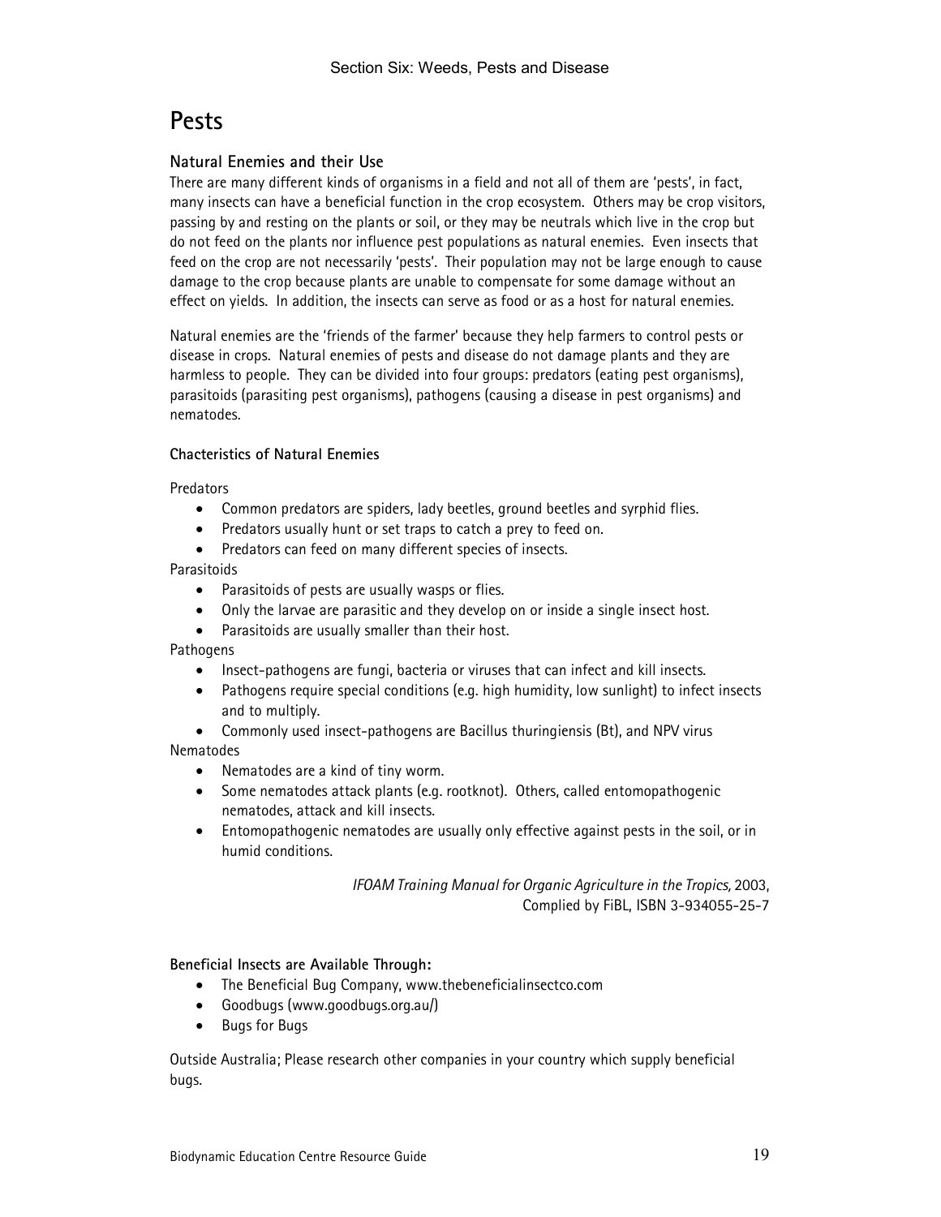# Pests

## Natural Enemies and their Use

There are many different kinds of organisms in a field and not all of them are 'pests', in fact, many insects can have a beneficial function in the crop ecosystem. Others may be crop visitors, passing by and resting on the plants or soil, or they may be neutrals which live in the crop but do not feed on the plants nor influence pest populations as natural enemies. Even insects that feed on the crop are not necessarily 'pests'. Their population may not be large enough to cause damage to the crop because plants are unable to compensate for some damage without an effect on yields. In addition, the insects can serve as food or as a host for natural enemies.

Natural enemies are the 'friends of the farmer' because they help farmers to control pests or disease in crops. Natural enemies of pests and disease do not damage plants and they are harmless to people. They can be divided into four groups: predators (eating pest organisms), parasitoids (parasiting pest organisms), pathogens (causing a disease in pest organisms) and nematodes.

### Chacteristics of Natural Enemies

Predators

- Common predators are spiders, lady beetles, ground beetles and syrphid flies.
- Predators usually hunt or set traps to catch a prey to feed on.
- Predators can feed on many different species of insects.

Parasitoids

- Parasitoids of pests are usually wasps or flies.
- Only the larvae are parasitic and they develop on or inside a single insect host.
- Parasitoids are usually smaller than their host.

Pathogens

- Insect-pathogens are fungi, bacteria or viruses that can infect and kill insects.
- Pathogens require special conditions (e.g. high humidity, low sunlight) to infect insects and to multiply.
- Commonly used insect-pathogens are Bacillus thuringiensis (Bt), and NPV virus

Nematodes

- Nematodes are a kind of tiny worm.
- Some nematodes attack plants (e.g. rootknot). Others, called entomopathogenic nematodes, attack and kill insects.
- Entomopathogenic nematodes are usually only effective against pests in the soil, or in humid conditions.

*IFOAM Training Manual for Organic Agriculture in the Tropics,* 2003, Complied by FiBL, ISBN 3-934055-25-7

### Beneficial Insects are Available Through:

- The Beneficial Bug Company, www.thebeneficialinsectco.com
- Goodbugs (www.goodbugs.org.au/)
- Bugs for Bugs

Outside Australia; Please research other companies in your country which supply beneficial bugs.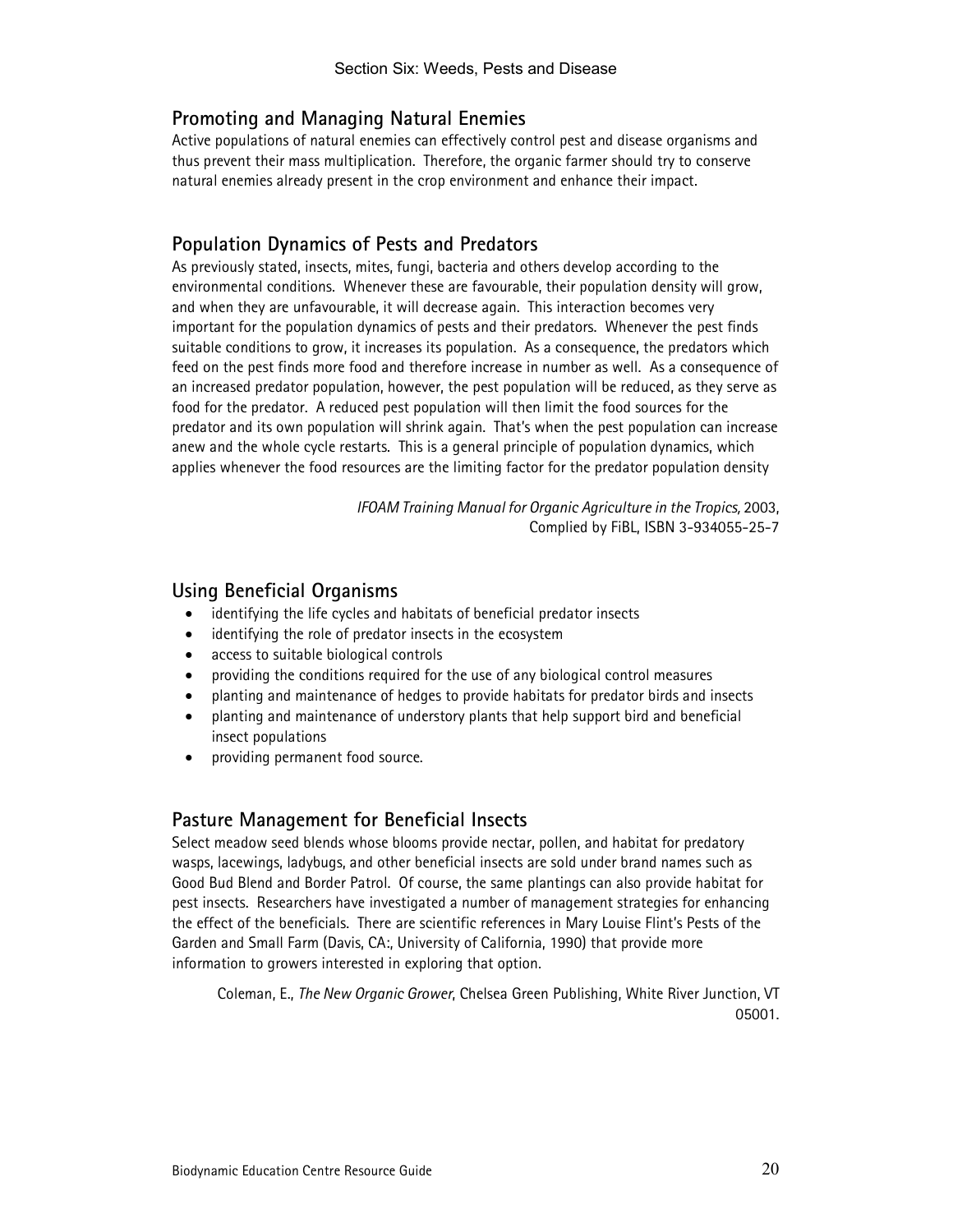## Promoting and Managing Natural Enemies

Active populations of natural enemies can effectively control pest and disease organisms and thus prevent their mass multiplication. Therefore, the organic farmer should try to conserve natural enemies already present in the crop environment and enhance their impact.

## Population Dynamics of Pests and Predators

As previously stated, insects, mites, fungi, bacteria and others develop according to the environmental conditions. Whenever these are favourable, their population density will grow, and when they are unfavourable, it will decrease again. This interaction becomes very important for the population dynamics of pests and their predators. Whenever the pest finds suitable conditions to grow, it increases its population. As a consequence, the predators which feed on the pest finds more food and therefore increase in number as well. As a consequence of an increased predator population, however, the pest population will be reduced, as they serve as food for the predator. A reduced pest population will then limit the food sources for the predator and its own population will shrink again. That's when the pest population can increase anew and the whole cycle restarts. This is a general principle of population dynamics, which applies whenever the food resources are the limiting factor for the predator population density

*IFOAM Training Manual for Organic Agriculture in the Tropics,* 2003,
Complied by FiBL, ISBN 3-934055-25-7

## Using Beneficial Organisms

- identifying the life cycles and habitats of beneficial predator insects
- identifying the role of predator insects in the ecosystem
- access to suitable biological controls
- providing the conditions required for the use of any biological control measures
- planting and maintenance of hedges to provide habitats for predator birds and insects
- planting and maintenance of understory plants that help support bird and beneficial insect populations
- providing permanent food source.

## Pasture Management for Beneficial Insects

Select meadow seed blends whose blooms provide nectar, pollen, and habitat for predatory wasps, lacewings, ladybugs, and other beneficial insects are sold under brand names such as Good Bud Blend and Border Patrol. Of course, the same plantings can also provide habitat for pest insects. Researchers have investigated a number of management strategies for enhancing the effect of the beneficials. There are scientific references in Mary Louise Flint's Pests of the Garden and Small Farm (Davis, CA:, University of California, 1990) that provide more information to growers interested in exploring that option.

Coleman, E., *The New Organic Grower*, Chelsea Green Publishing, White River Junction, VT 05001.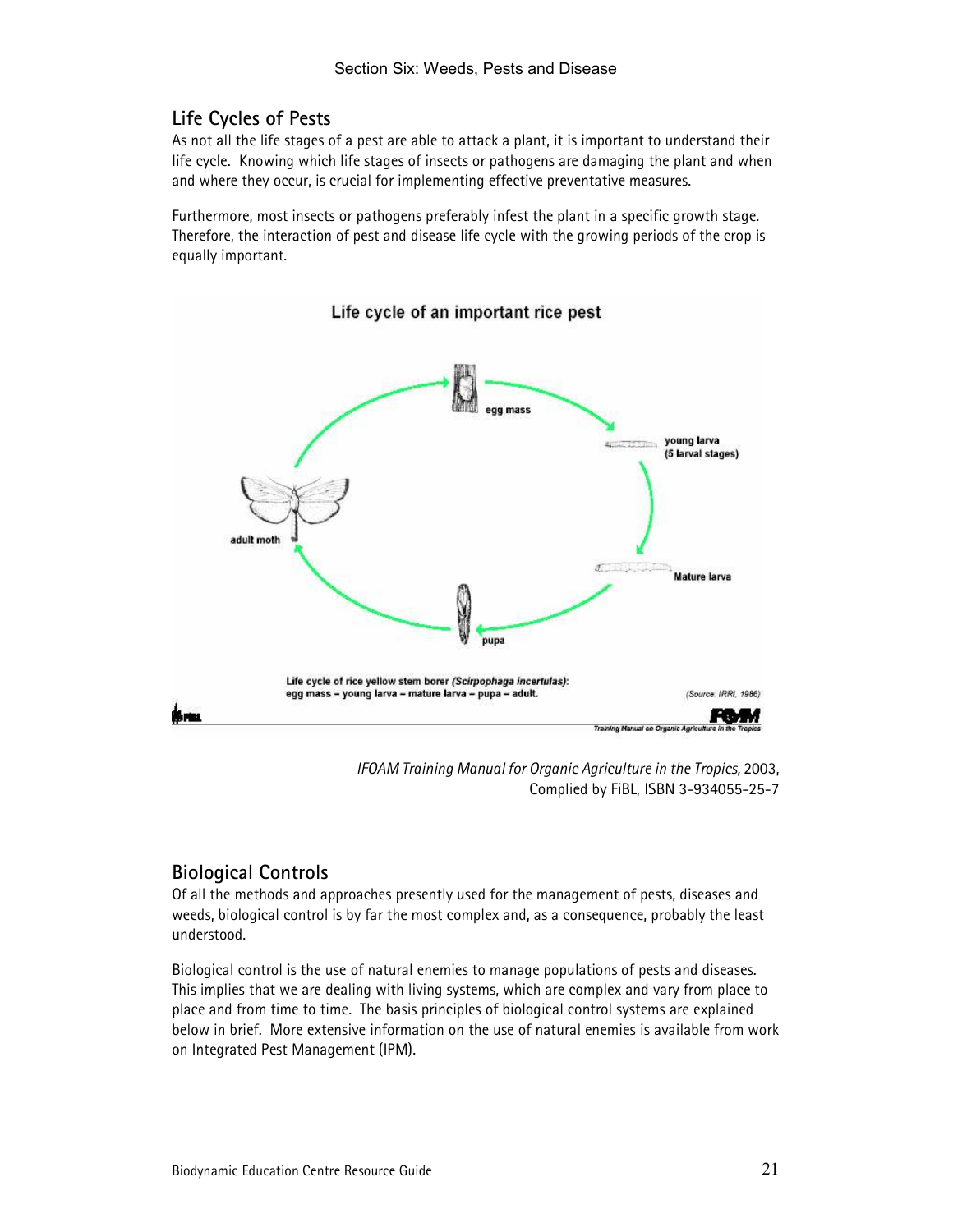## Life Cycles of Pests

As not all the life stages of a pest are able to attack a plant, it is important to understand their life cycle. Knowing which life stages of insects or pathogens are damaging the plant and when and where they occur, is crucial for implementing effective preventative measures.

Furthermore, most insects or pathogens preferably infest the plant in a specific growth stage. Therefore, the interaction of pest and disease life cycle with the growing periods of the crop is equally important.

**Life cycle of an important rice pest**

egg mass → young larva (5 larval stages) → Mature larva → pupa → adult moth

Life cycle of rice yellow stem borer *(Scirpophaga incertulas)*: egg mass – young larva – mature larva – pupa – adult.

(Source: IRRI, 1986)

*IFOAM Training Manual for Organic Agriculture in the Tropics,* 2003, Complied by FiBL, ISBN 3-934055-25-7

## Biological Controls

Of all the methods and approaches presently used for the management of pests, diseases and weeds, biological control is by far the most complex and, as a consequence, probably the least understood.

Biological control is the use of natural enemies to manage populations of pests and diseases. This implies that we are dealing with living systems, which are complex and vary from place to place and from time to time. The basis principles of biological control systems are explained below in brief. More extensive information on the use of natural enemies is available from work on Integrated Pest Management (IPM).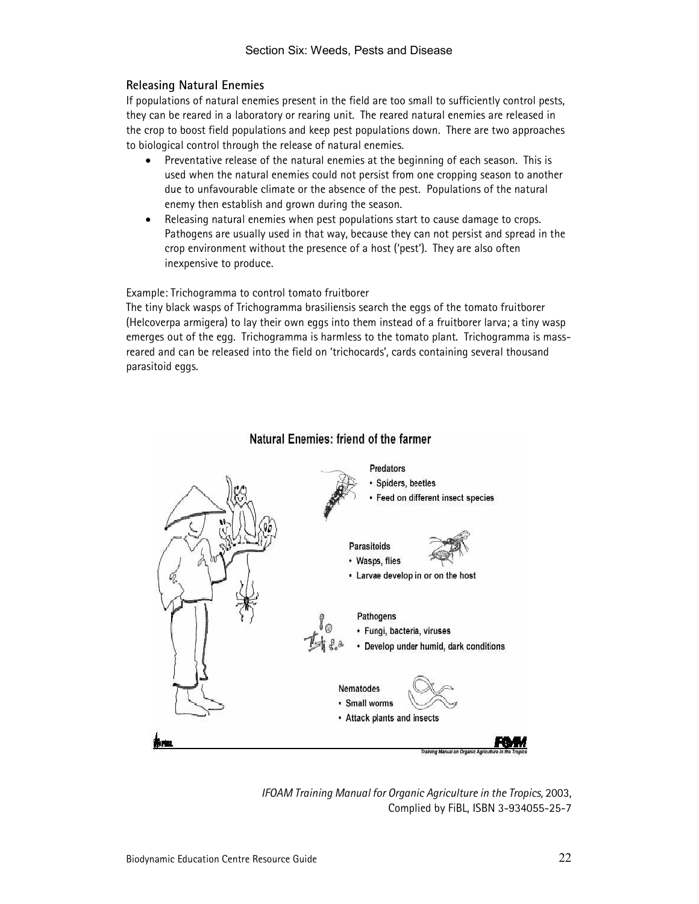### Releasing Natural Enemies

If populations of natural enemies present in the field are too small to sufficiently control pests, they can be reared in a laboratory or rearing unit. The reared natural enemies are released in the crop to boost field populations and keep pest populations down. There are two approaches to biological control through the release of natural enemies.

- Preventative release of the natural enemies at the beginning of each season. This is used when the natural enemies could not persist from one cropping season to another due to unfavourable climate or the absence of the pest. Populations of the natural enemy then establish and grown during the season.
- Releasing natural enemies when pest populations start to cause damage to crops. Pathogens are usually used in that way, because they can not persist and spread in the crop environment without the presence of a host ('pest'). They are also often inexpensive to produce.

Example: Trichogramma to control tomato fruitborer

The tiny black wasps of Trichogramma brasiliensis search the eggs of the tomato fruitborer (Helcoverpa armigera) to lay their own eggs into them instead of a fruitborer larva; a tiny wasp emerges out of the egg. Trichogramma is harmless to the tomato plant. Trichogramma is mass-reared and can be released into the field on 'trichocards', cards containing several thousand parasitoid eggs.

**Natural Enemies: friend of the farmer**

**Predators**
- Spiders, beetles
- Feed on different insect species

**Parasitoids**
- Wasps, flies
- Larvae develop in or on the host

**Pathogens**
- Fungi, bacteria, viruses
- Develop under humid, dark conditions

**Nematodes**
- Small worms
- Attack plants and insects

*IFOAM Training Manual for Organic Agriculture in the Tropics,* 2003, Complied by FiBL, ISBN 3-934055-25-7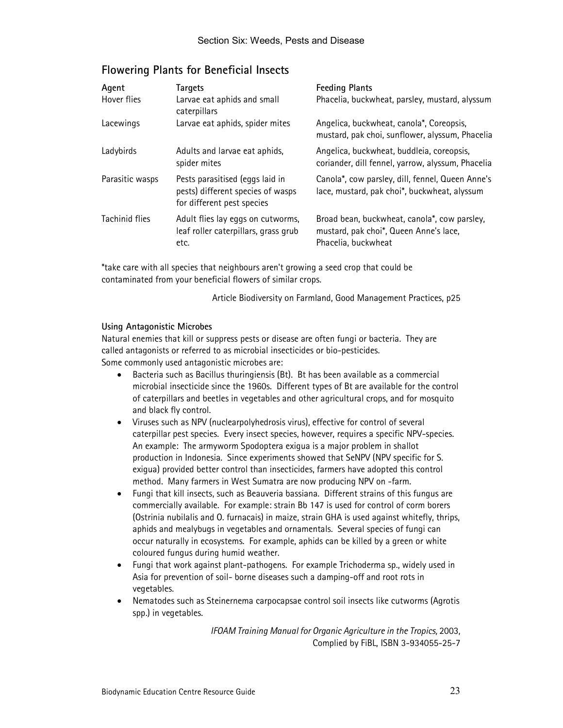## Flowering Plants for Beneficial Insects

| Agent | Targets | Feeding Plants |
|---|---|---|
| Hover flies | Larvae eat aphids and small caterpillars | Phacelia, buckwheat, parsley, mustard, alyssum |
| Lacewings | Larvae eat aphids, spider mites | Angelica, buckwheat, canola*, Coreopsis, mustard, pak choi, sunflower, alyssum, Phacelia |
| Ladybirds | Adults and larvae eat aphids, spider mites | Angelica, buckwheat, buddleia, coreopsis, coriander, dill fennel, yarrow, alyssum, Phacelia |
| Parasitic wasps | Pests parasitised (eggs laid in pests) different species of wasps for different pest species | Canola*, cow parsley, dill, fennel, Queen Anne's lace, mustard, pak choi*, buckwheat, alyssum |
| Tachinid flies | Adult flies lay eggs on cutworms, leaf roller caterpillars, grass grub etc. | Broad bean, buckwheat, canola*, cow parsley, mustard, pak choi*, Queen Anne's lace, Phacelia, buckwheat |

*take care with all species that neighbours aren't growing a seed crop that could be contaminated from your beneficial flowers of similar crops.

Article Biodiversity on Farmland, Good Management Practices, p25

**Using Antagonistic Microbes**

Natural enemies that kill or suppress pests or disease are often fungi or bacteria. They are called antagonists or referred to as microbial insecticides or bio-pesticides.
Some commonly used antagonistic microbes are:

- Bacteria such as Bacillus thuringiensis (Bt). Bt has been available as a commercial microbial insecticide since the 1960s. Different types of Bt are available for the control of caterpillars and beetles in vegetables and other agricultural crops, and for mosquito and black fly control.
- Viruses such as NPV (nuclearpolyhedrosis virus), effective for control of several caterpillar pest species. Every insect species, however, requires a specific NPV-species. An example: The armyworm Spodoptera exigua is a major problem in shallot production in Indonesia. Since experiments showed that SeNPV (NPV specific for S. exigua) provided better control than insecticides, farmers have adopted this control method. Many farmers in West Sumatra are now producing NPV on -farm.
- Fungi that kill insects, such as Beauveria bassiana. Different strains of this fungus are commercially available. For example: strain Bb 147 is used for control of corm borers (Ostrinia nubilalis and O. furnacais) in maize, strain GHA is used against whitefly, thrips, aphids and mealybugs in vegetables and ornamentals. Several species of fungi can occur naturally in ecosystems. For example, aphids can be killed by a green or white coloured fungus during humid weather.
- Fungi that work against plant-pathogens. For example Trichoderma sp., widely used in Asia for prevention of soil- borne diseases such a damping-off and root rots in vegetables.
- Nematodes such as Steinernema carpocapsae control soil insects like cutworms (Agrotis spp.) in vegetables.

*IFOAM Training Manual for Organic Agriculture in the Tropics,* 2003, Complied by FiBL, ISBN 3-934055-25-7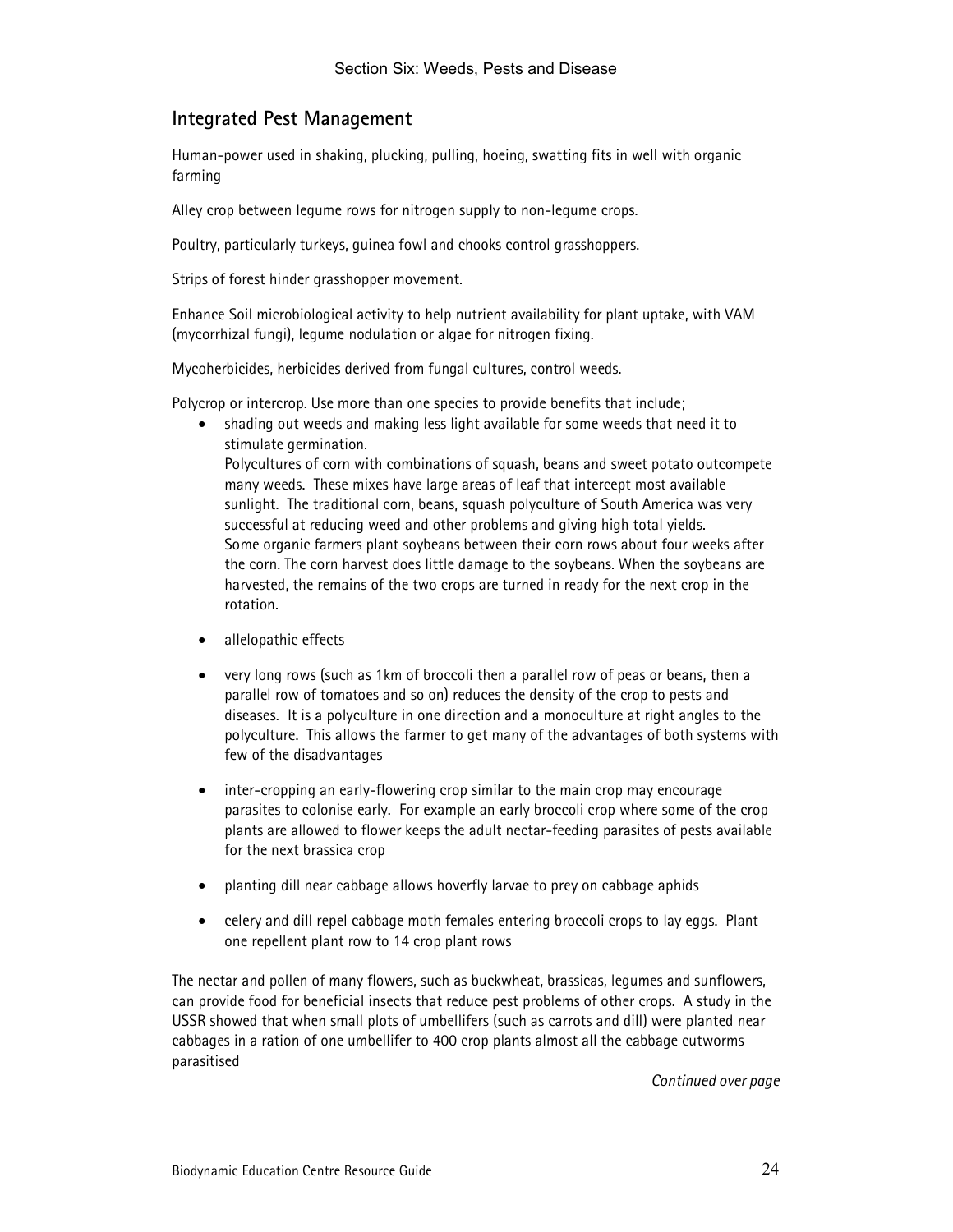## Integrated Pest Management

Human-power used in shaking, plucking, pulling, hoeing, swatting fits in well with organic farming

Alley crop between legume rows for nitrogen supply to non-legume crops.

Poultry, particularly turkeys, guinea fowl and chooks control grasshoppers.

Strips of forest hinder grasshopper movement.

Enhance Soil microbiological activity to help nutrient availability for plant uptake, with VAM (mycorrhizal fungi), legume nodulation or algae for nitrogen fixing.

Mycoherbicides, herbicides derived from fungal cultures, control weeds.

Polycrop or intercrop. Use more than one species to provide benefits that include;

- shading out weeds and making less light available for some weeds that need it to stimulate germination.
  Polycultures of corn with combinations of squash, beans and sweet potato outcompete many weeds. These mixes have large areas of leaf that intercept most available sunlight. The traditional corn, beans, squash polyculture of South America was very successful at reducing weed and other problems and giving high total yields.
  Some organic farmers plant soybeans between their corn rows about four weeks after the corn. The corn harvest does little damage to the soybeans. When the soybeans are harvested, the remains of the two crops are turned in ready for the next crop in the rotation.
- allelopathic effects
- very long rows (such as 1km of broccoli then a parallel row of peas or beans, then a parallel row of tomatoes and so on) reduces the density of the crop to pests and diseases. It is a polyculture in one direction and a monoculture at right angles to the polyculture. This allows the farmer to get many of the advantages of both systems with few of the disadvantages
- inter-cropping an early-flowering crop similar to the main crop may encourage parasites to colonise early. For example an early broccoli crop where some of the crop plants are allowed to flower keeps the adult nectar-feeding parasites of pests available for the next brassica crop
- planting dill near cabbage allows hoverfly larvae to prey on cabbage aphids
- celery and dill repel cabbage moth females entering broccoli crops to lay eggs. Plant one repellent plant row to 14 crop plant rows

The nectar and pollen of many flowers, such as buckwheat, brassicas, legumes and sunflowers, can provide food for beneficial insects that reduce pest problems of other crops. A study in the USSR showed that when small plots of umbellifers (such as carrots and dill) were planted near cabbages in a ration of one umbellifer to 400 crop plants almost all the cabbage cutworms parasitised

*Continued over page*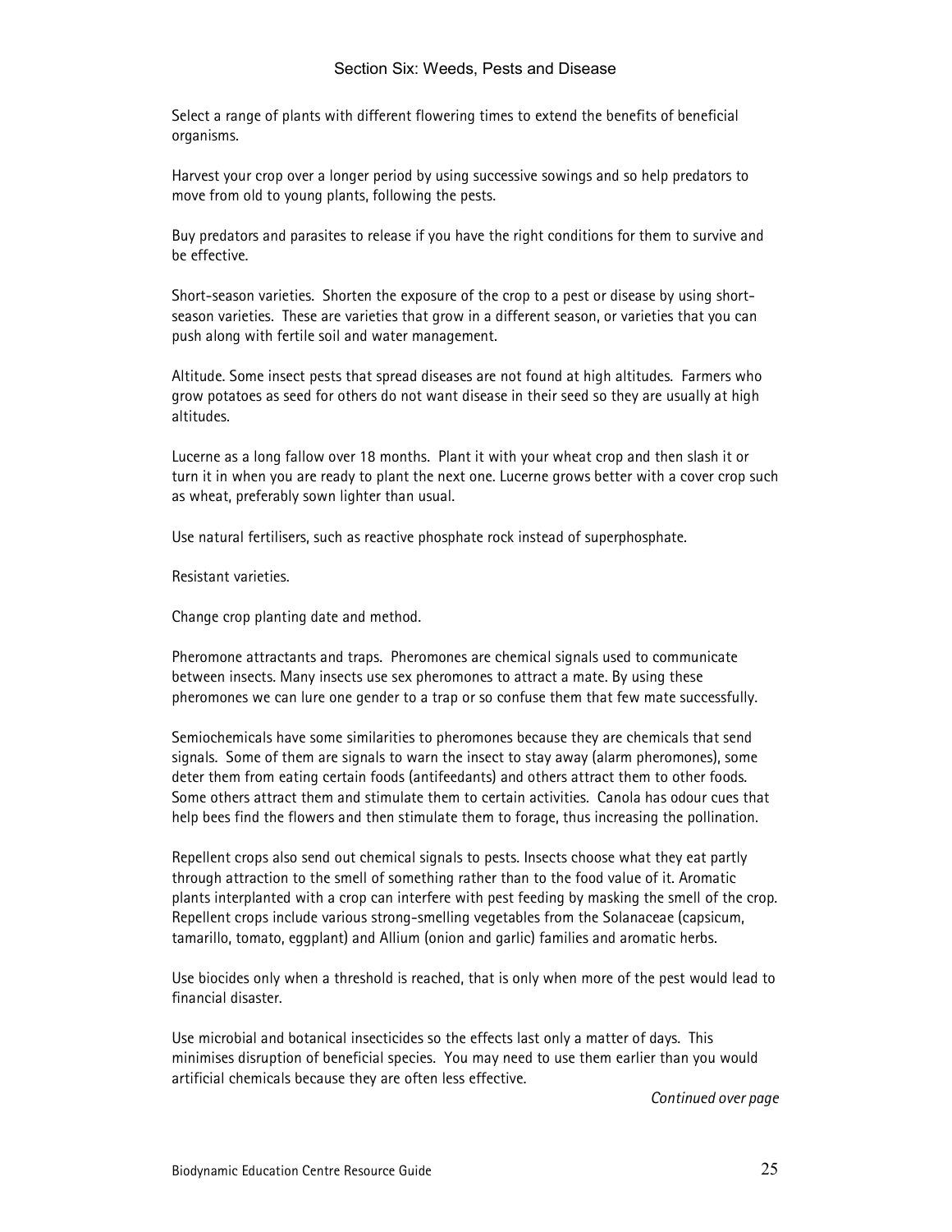Select a range of plants with different flowering times to extend the benefits of beneficial organisms.

Harvest your crop over a longer period by using successive sowings and so help predators to move from old to young plants, following the pests.

Buy predators and parasites to release if you have the right conditions for them to survive and be effective.

Short-season varieties. Shorten the exposure of the crop to a pest or disease by using short-season varieties. These are varieties that grow in a different season, or varieties that you can push along with fertile soil and water management.

Altitude. Some insect pests that spread diseases are not found at high altitudes. Farmers who grow potatoes as seed for others do not want disease in their seed so they are usually at high altitudes.

Lucerne as a long fallow over 18 months. Plant it with your wheat crop and then slash it or turn it in when you are ready to plant the next one. Lucerne grows better with a cover crop such as wheat, preferably sown lighter than usual.

Use natural fertilisers, such as reactive phosphate rock instead of superphosphate.

Resistant varieties.

Change crop planting date and method.

Pheromone attractants and traps. Pheromones are chemical signals used to communicate between insects. Many insects use sex pheromones to attract a mate. By using these pheromones we can lure one gender to a trap or so confuse them that few mate successfully.

Semiochemicals have some similarities to pheromones because they are chemicals that send signals. Some of them are signals to warn the insect to stay away (alarm pheromones), some deter them from eating certain foods (antifeedants) and others attract them to other foods. Some others attract them and stimulate them to certain activities. Canola has odour cues that help bees find the flowers and then stimulate them to forage, thus increasing the pollination.

Repellent crops also send out chemical signals to pests. Insects choose what they eat partly through attraction to the smell of something rather than to the food value of it. Aromatic plants interplanted with a crop can interfere with pest feeding by masking the smell of the crop. Repellent crops include various strong-smelling vegetables from the Solanaceae (capsicum, tamarillo, tomato, eggplant) and Allium (onion and garlic) families and aromatic herbs.

Use biocides only when a threshold is reached, that is only when more of the pest would lead to financial disaster.

Use microbial and botanical insecticides so the effects last only a matter of days. This minimises disruption of beneficial species. You may need to use them earlier than you would artificial chemicals because they are often less effective.

*Continued over page*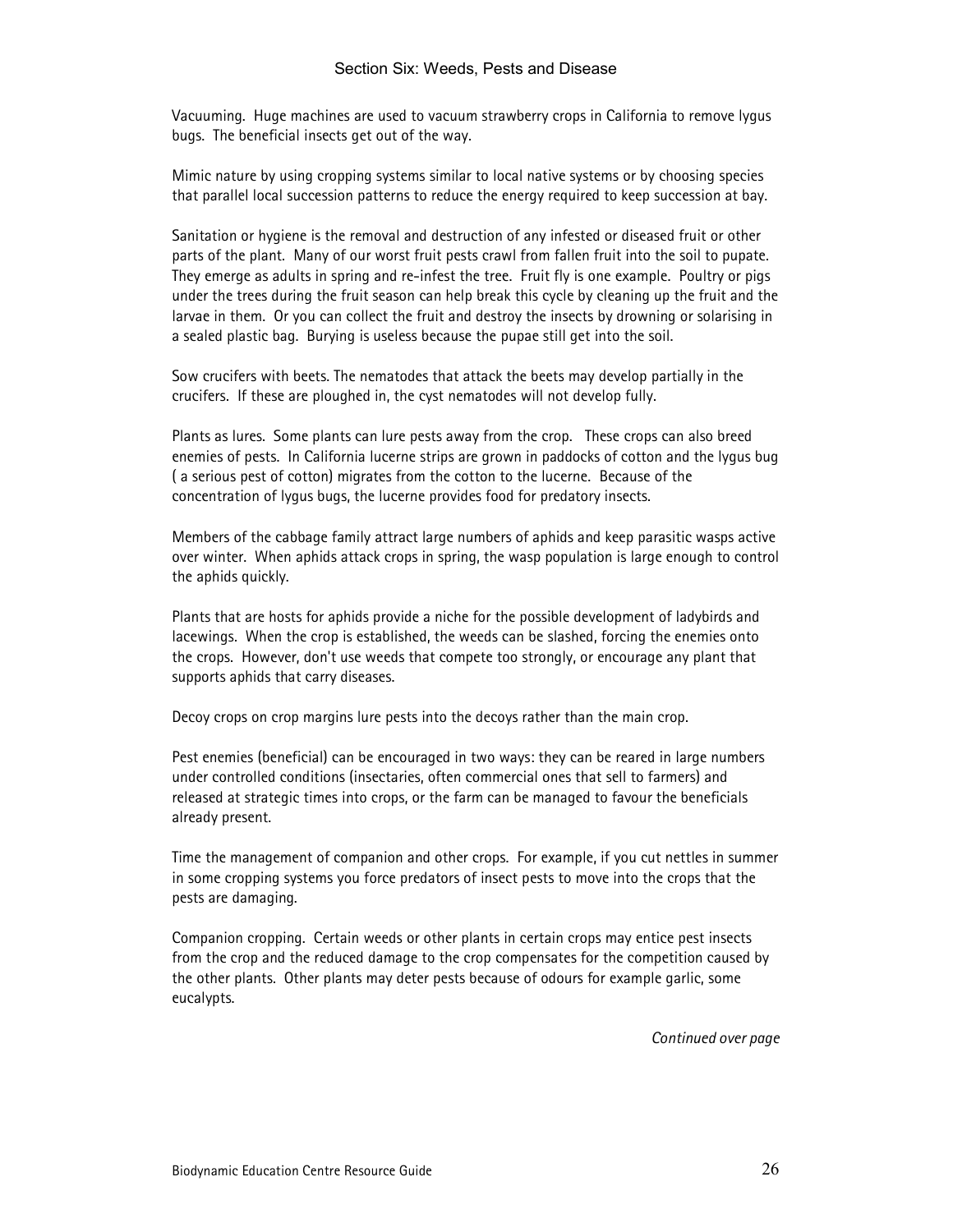Vacuuming. Huge machines are used to vacuum strawberry crops in California to remove lygus bugs. The beneficial insects get out of the way.

Mimic nature by using cropping systems similar to local native systems or by choosing species that parallel local succession patterns to reduce the energy required to keep succession at bay.

Sanitation or hygiene is the removal and destruction of any infested or diseased fruit or other parts of the plant. Many of our worst fruit pests crawl from fallen fruit into the soil to pupate. They emerge as adults in spring and re-infest the tree. Fruit fly is one example. Poultry or pigs under the trees during the fruit season can help break this cycle by cleaning up the fruit and the larvae in them. Or you can collect the fruit and destroy the insects by drowning or solarising in a sealed plastic bag. Burying is useless because the pupae still get into the soil.

Sow crucifers with beets. The nematodes that attack the beets may develop partially in the crucifers. If these are ploughed in, the cyst nematodes will not develop fully.

Plants as lures. Some plants can lure pests away from the crop. These crops can also breed enemies of pests. In California lucerne strips are grown in paddocks of cotton and the lygus bug ( a serious pest of cotton) migrates from the cotton to the lucerne. Because of the concentration of lygus bugs, the lucerne provides food for predatory insects.

Members of the cabbage family attract large numbers of aphids and keep parasitic wasps active over winter. When aphids attack crops in spring, the wasp population is large enough to control the aphids quickly.

Plants that are hosts for aphids provide a niche for the possible development of ladybirds and lacewings. When the crop is established, the weeds can be slashed, forcing the enemies onto the crops. However, don't use weeds that compete too strongly, or encourage any plant that supports aphids that carry diseases.

Decoy crops on crop margins lure pests into the decoys rather than the main crop.

Pest enemies (beneficial) can be encouraged in two ways: they can be reared in large numbers under controlled conditions (insectaries, often commercial ones that sell to farmers) and released at strategic times into crops, or the farm can be managed to favour the beneficials already present.

Time the management of companion and other crops. For example, if you cut nettles in summer in some cropping systems you force predators of insect pests to move into the crops that the pests are damaging.

Companion cropping. Certain weeds or other plants in certain crops may entice pest insects from the crop and the reduced damage to the crop compensates for the competition caused by the other plants. Other plants may deter pests because of odours for example garlic, some eucalypts.

*Continued over page*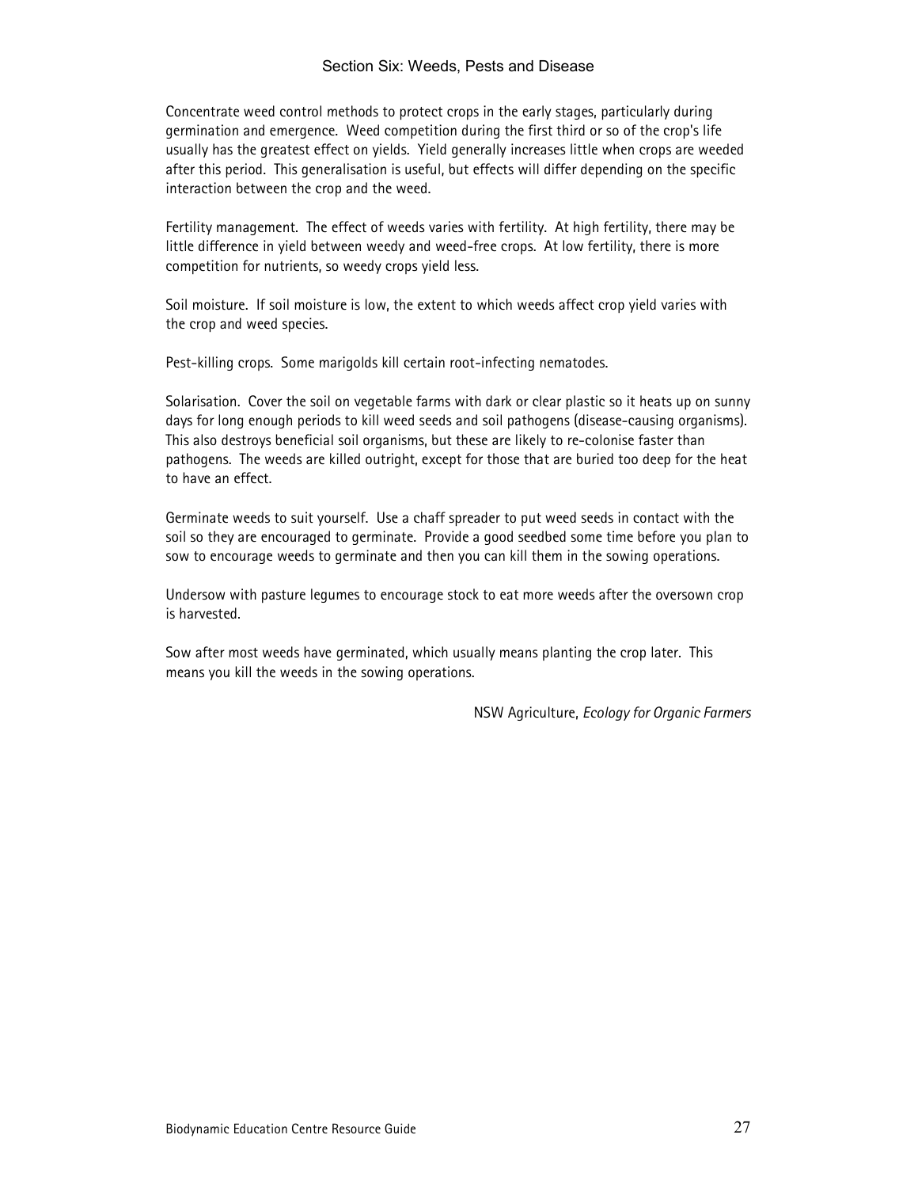Concentrate weed control methods to protect crops in the early stages, particularly during germination and emergence. Weed competition during the first third or so of the crop's life usually has the greatest effect on yields. Yield generally increases little when crops are weeded after this period. This generalisation is useful, but effects will differ depending on the specific interaction between the crop and the weed.

Fertility management. The effect of weeds varies with fertility. At high fertility, there may be little difference in yield between weedy and weed-free crops. At low fertility, there is more competition for nutrients, so weedy crops yield less.

Soil moisture. If soil moisture is low, the extent to which weeds affect crop yield varies with the crop and weed species.

Pest-killing crops. Some marigolds kill certain root-infecting nematodes.

Solarisation. Cover the soil on vegetable farms with dark or clear plastic so it heats up on sunny days for long enough periods to kill weed seeds and soil pathogens (disease-causing organisms). This also destroys beneficial soil organisms, but these are likely to re-colonise faster than pathogens. The weeds are killed outright, except for those that are buried too deep for the heat to have an effect.

Germinate weeds to suit yourself. Use a chaff spreader to put weed seeds in contact with the soil so they are encouraged to germinate. Provide a good seedbed some time before you plan to sow to encourage weeds to germinate and then you can kill them in the sowing operations.

Undersow with pasture legumes to encourage stock to eat more weeds after the oversown crop is harvested.

Sow after most weeds have germinated, which usually means planting the crop later. This means you kill the weeds in the sowing operations.

NSW Agriculture, *Ecology for Organic Farmers*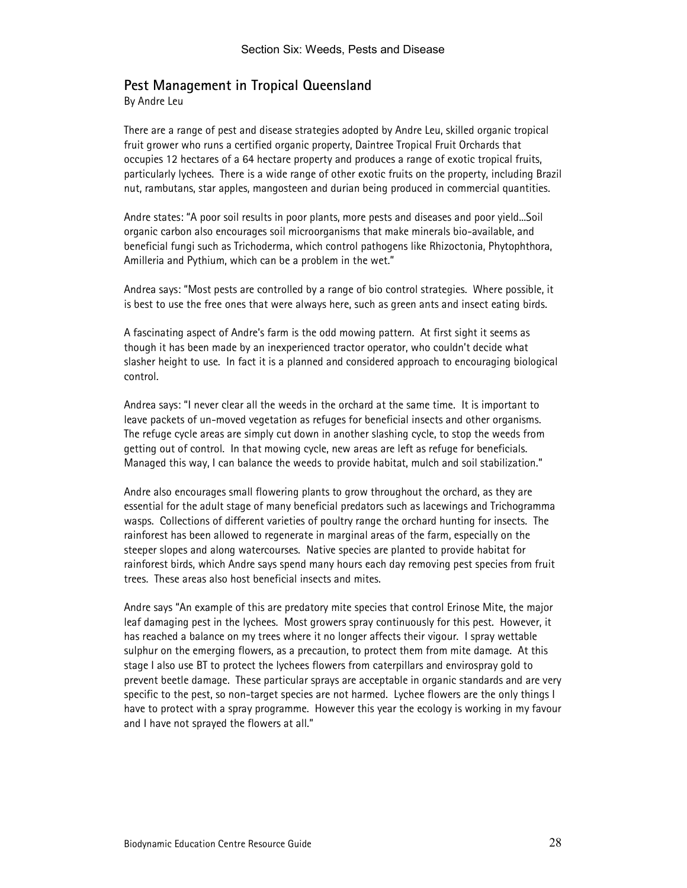## Pest Management in Tropical Queensland

By Andre Leu

There are a range of pest and disease strategies adopted by Andre Leu, skilled organic tropical fruit grower who runs a certified organic property, Daintree Tropical Fruit Orchards that occupies 12 hectares of a 64 hectare property and produces a range of exotic tropical fruits, particularly lychees. There is a wide range of other exotic fruits on the property, including Brazil nut, rambutans, star apples, mangosteen and durian being produced in commercial quantities.

Andre states: "A poor soil results in poor plants, more pests and diseases and poor yield...Soil organic carbon also encourages soil microorganisms that make minerals bio-available, and beneficial fungi such as Trichoderma, which control pathogens like Rhizoctonia, Phytophthora, Amilleria and Pythium, which can be a problem in the wet."

Andrea says: "Most pests are controlled by a range of bio control strategies. Where possible, it is best to use the free ones that were always here, such as green ants and insect eating birds.

A fascinating aspect of Andre's farm is the odd mowing pattern. At first sight it seems as though it has been made by an inexperienced tractor operator, who couldn't decide what slasher height to use. In fact it is a planned and considered approach to encouraging biological control.

Andrea says: "I never clear all the weeds in the orchard at the same time. It is important to leave packets of un-moved vegetation as refuges for beneficial insects and other organisms. The refuge cycle areas are simply cut down in another slashing cycle, to stop the weeds from getting out of control. In that mowing cycle, new areas are left as refuge for beneficials. Managed this way, I can balance the weeds to provide habitat, mulch and soil stabilization."

Andre also encourages small flowering plants to grow throughout the orchard, as they are essential for the adult stage of many beneficial predators such as lacewings and Trichogramma wasps. Collections of different varieties of poultry range the orchard hunting for insects. The rainforest has been allowed to regenerate in marginal areas of the farm, especially on the steeper slopes and along watercourses. Native species are planted to provide habitat for rainforest birds, which Andre says spend many hours each day removing pest species from fruit trees. These areas also host beneficial insects and mites.

Andre says "An example of this are predatory mite species that control Erinose Mite, the major leaf damaging pest in the lychees. Most growers spray continuously for this pest. However, it has reached a balance on my trees where it no longer affects their vigour. I spray wettable sulphur on the emerging flowers, as a precaution, to protect them from mite damage. At this stage I also use BT to protect the lychees flowers from caterpillars and envirospray gold to prevent beetle damage. These particular sprays are acceptable in organic standards and are very specific to the pest, so non-target species are not harmed. Lychee flowers are the only things I have to protect with a spray programme. However this year the ecology is working in my favour and I have not sprayed the flowers at all."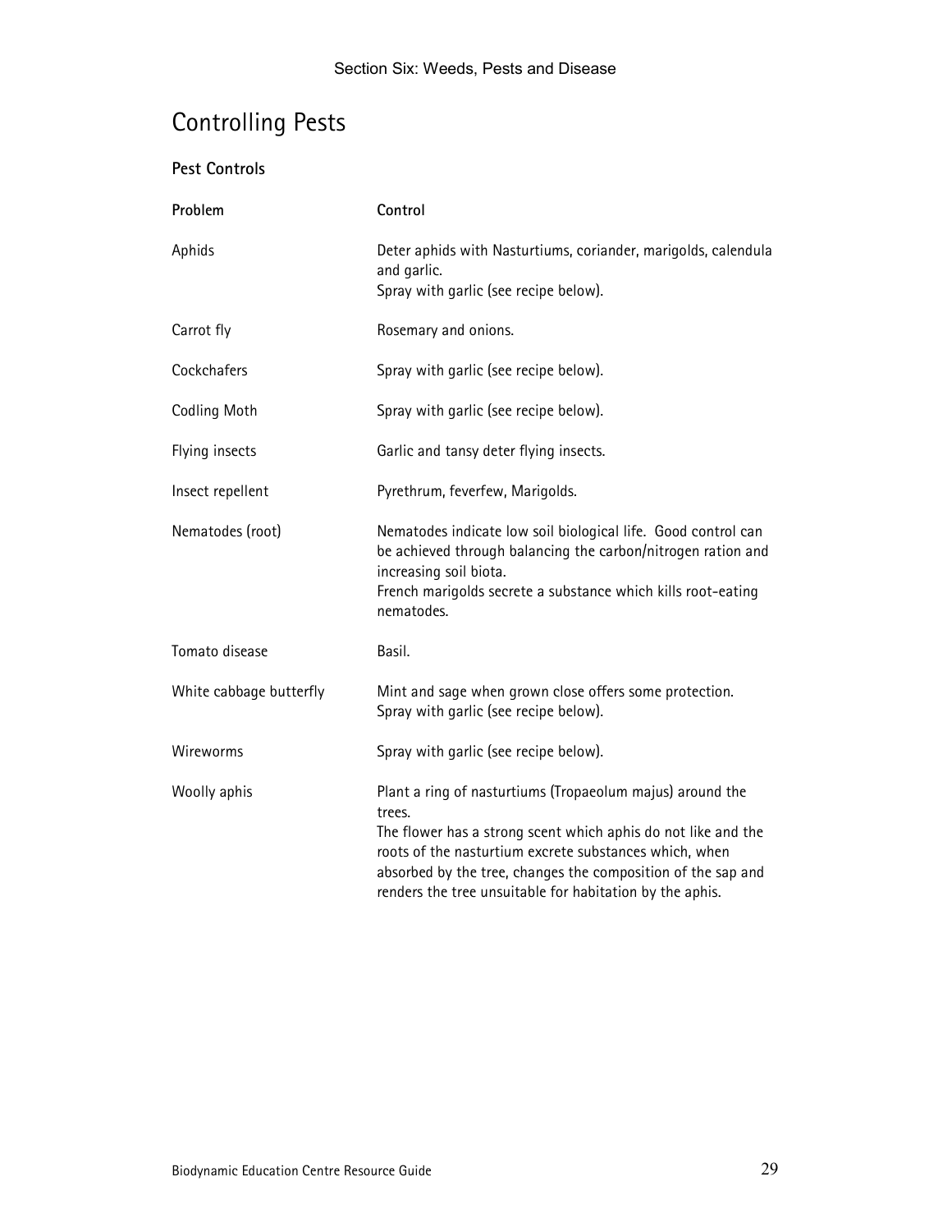# Controlling Pests

### Pest Controls

| Problem | Control |
| --- | --- |
| Aphids | Deter aphids with Nasturtiums, coriander, marigolds, calendula and garlic.<br>Spray with garlic (see recipe below). |
| Carrot fly | Rosemary and onions. |
| Cockchafers | Spray with garlic (see recipe below). |
| Codling Moth | Spray with garlic (see recipe below). |
| Flying insects | Garlic and tansy deter flying insects. |
| Insect repellent | Pyrethrum, feverfew, Marigolds. |
| Nematodes (root) | Nematodes indicate low soil biological life. Good control can be achieved through balancing the carbon/nitrogen ration and increasing soil biota.<br>French marigolds secrete a substance which kills root-eating nematodes. |
| Tomato disease | Basil. |
| White cabbage butterfly | Mint and sage when grown close offers some protection.<br>Spray with garlic (see recipe below). |
| Wireworms | Spray with garlic (see recipe below). |
| Woolly aphis | Plant a ring of nasturtiums (Tropaeolum majus) around the trees.<br>The flower has a strong scent which aphis do not like and the roots of the nasturtium excrete substances which, when absorbed by the tree, changes the composition of the sap and renders the tree unsuitable for habitation by the aphis. |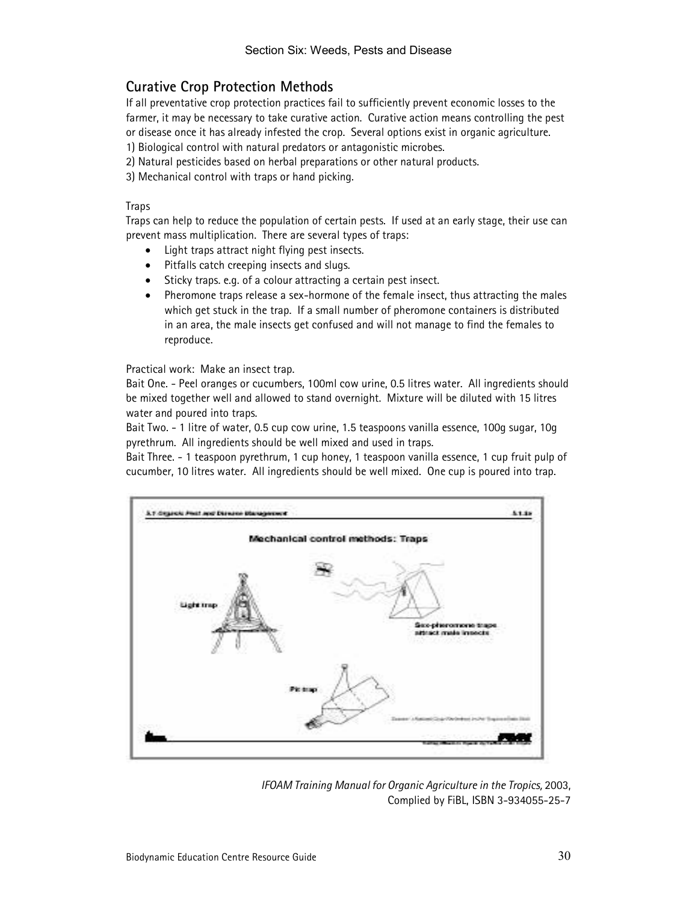## Curative Crop Protection Methods

If all preventative crop protection practices fail to sufficiently prevent economic losses to the farmer, it may be necessary to take curative action. Curative action means controlling the pest or disease once it has already infested the crop. Several options exist in organic agriculture.

1) Biological control with natural predators or antagonistic microbes.
2) Natural pesticides based on herbal preparations or other natural products.
3) Mechanical control with traps or hand picking.

Traps

Traps can help to reduce the population of certain pests. If used at an early stage, their use can prevent mass multiplication. There are several types of traps:

- Light traps attract night flying pest insects.
- Pitfalls catch creeping insects and slugs.
- Sticky traps. e.g. of a colour attracting a certain pest insect.
- Pheromone traps release a sex-hormone of the female insect, thus attracting the males which get stuck in the trap. If a small number of pheromone containers is distributed in an area, the male insects get confused and will not manage to find the females to reproduce.

Practical work: Make an insect trap.

Bait One. - Peel oranges or cucumbers, 100ml cow urine, 0.5 litres water. All ingredients should be mixed together well and allowed to stand overnight. Mixture will be diluted with 15 litres water and poured into traps.

Bait Two. - 1 litre of water, 0.5 cup cow urine, 1.5 teaspoons vanilla essence, 100g sugar, 10g pyrethrum. All ingredients should be well mixed and used in traps.

Bait Three. - 1 teaspoon pyrethrum, 1 cup honey, 1 teaspoon vanilla essence, 1 cup fruit pulp of cucumber, 10 litres water. All ingredients should be well mixed. One cup is poured into trap.

*IFOAM Training Manual for Organic Agriculture in the Tropics,* 2003, Complied by FiBL, ISBN 3-934055-25-7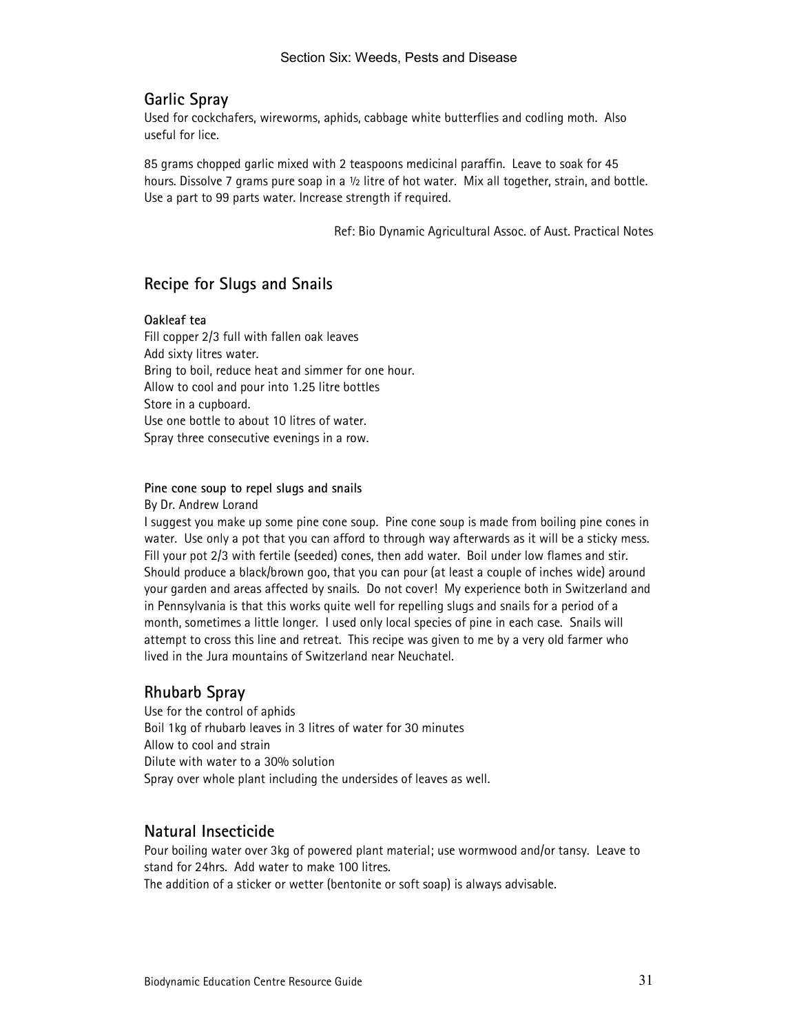## Garlic Spray

Used for cockchafers, wireworms, aphids, cabbage white butterflies and codling moth. Also useful for lice.

85 grams chopped garlic mixed with 2 teaspoons medicinal paraffin. Leave to soak for 45 hours. Dissolve 7 grams pure soap in a ½ litre of hot water. Mix all together, strain, and bottle. Use a part to 99 parts water. Increase strength if required.

Ref: Bio Dynamic Agricultural Assoc. of Aust. Practical Notes

## Recipe for Slugs and Snails

**Oakleaf tea**

Fill copper 2/3 full with fallen oak leaves
Add sixty litres water.
Bring to boil, reduce heat and simmer for one hour.
Allow to cool and pour into 1.25 litre bottles
Store in a cupboard.
Use one bottle to about 10 litres of water.
Spray three consecutive evenings in a row.

**Pine cone soup to repel slugs and snails**

By Dr. Andrew Lorand

I suggest you make up some pine cone soup. Pine cone soup is made from boiling pine cones in water. Use only a pot that you can afford to through way afterwards as it will be a sticky mess. Fill your pot 2/3 with fertile (seeded) cones, then add water. Boil under low flames and stir. Should produce a black/brown goo, that you can pour (at least a couple of inches wide) around your garden and areas affected by snails. Do not cover! My experience both in Switzerland and in Pennsylvania is that this works quite well for repelling slugs and snails for a period of a month, sometimes a little longer. I used only local species of pine in each case. Snails will attempt to cross this line and retreat. This recipe was given to me by a very old farmer who lived in the Jura mountains of Switzerland near Neuchatel.

## Rhubarb Spray

Use for the control of aphids
Boil 1kg of rhubarb leaves in 3 litres of water for 30 minutes
Allow to cool and strain
Dilute with water to a 30% solution
Spray over whole plant including the undersides of leaves as well.

## Natural Insecticide

Pour boiling water over 3kg of powered plant material; use wormwood and/or tansy. Leave to stand for 24hrs. Add water to make 100 litres.
The addition of a sticker or wetter (bentonite or soft soap) is always advisable.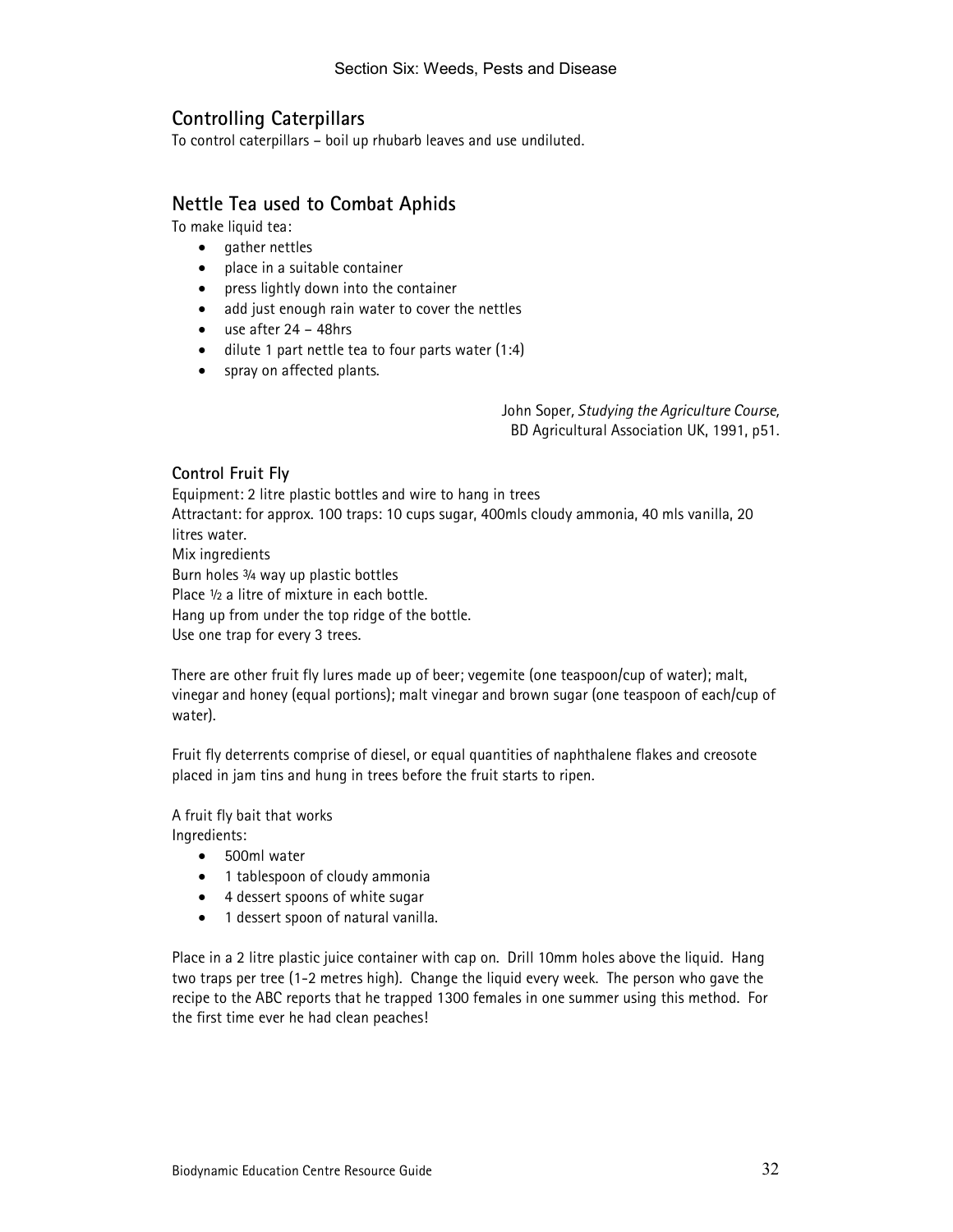## Controlling Caterpillars

To control caterpillars – boil up rhubarb leaves and use undiluted.

## Nettle Tea used to Combat Aphids

To make liquid tea:

- gather nettles
- place in a suitable container
- press lightly down into the container
- add just enough rain water to cover the nettles
- use after 24 – 48hrs
- dilute 1 part nettle tea to four parts water (1:4)
- spray on affected plants.

John Soper, *Studying the Agriculture Course*, BD Agricultural Association UK, 1991, p51.

### Control Fruit Fly

Equipment: 2 litre plastic bottles and wire to hang in trees
Attractant: for approx. 100 traps: 10 cups sugar, 400mls cloudy ammonia, 40 mls vanilla, 20 litres water.
Mix ingredients
Burn holes ¾ way up plastic bottles
Place ½ a litre of mixture in each bottle.
Hang up from under the top ridge of the bottle.
Use one trap for every 3 trees.

There are other fruit fly lures made up of beer; vegemite (one teaspoon/cup of water); malt, vinegar and honey (equal portions); malt vinegar and brown sugar (one teaspoon of each/cup of water).

Fruit fly deterrents comprise of diesel, or equal quantities of naphthalene flakes and creosote placed in jam tins and hung in trees before the fruit starts to ripen.

A fruit fly bait that works
Ingredients:

- 500ml water
- 1 tablespoon of cloudy ammonia
- 4 dessert spoons of white sugar
- 1 dessert spoon of natural vanilla.

Place in a 2 litre plastic juice container with cap on. Drill 10mm holes above the liquid. Hang two traps per tree (1-2 metres high). Change the liquid every week. The person who gave the recipe to the ABC reports that he trapped 1300 females in one summer using this method. For the first time ever he had clean peaches!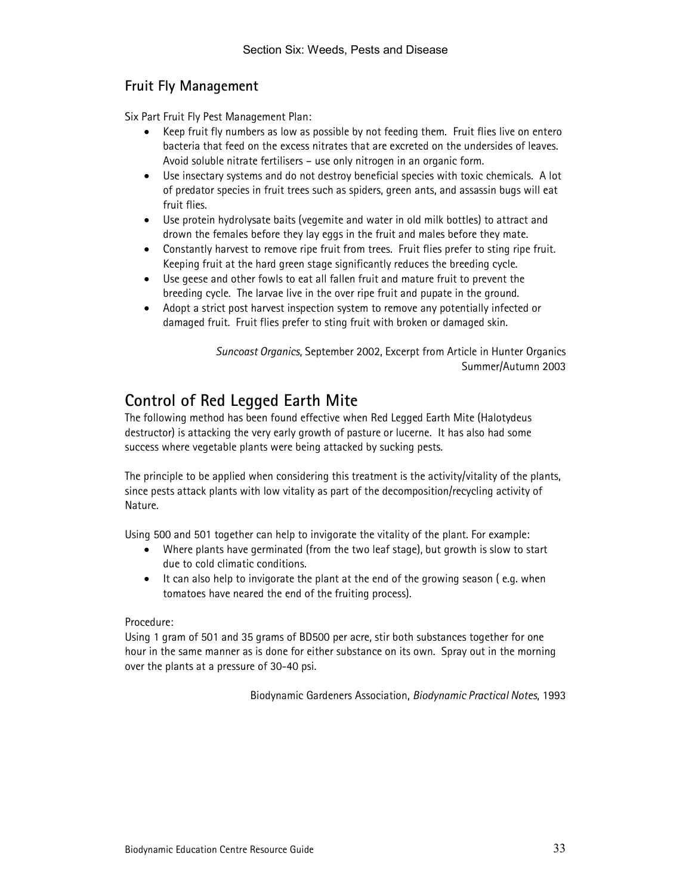## Fruit Fly Management

Six Part Fruit Fly Pest Management Plan:

- Keep fruit fly numbers as low as possible by not feeding them. Fruit flies live on entero bacteria that feed on the excess nitrates that are excreted on the undersides of leaves. Avoid soluble nitrate fertilisers – use only nitrogen in an organic form.
- Use insectary systems and do not destroy beneficial species with toxic chemicals. A lot of predator species in fruit trees such as spiders, green ants, and assassin bugs will eat fruit flies.
- Use protein hydrolysate baits (vegemite and water in old milk bottles) to attract and drown the females before they lay eggs in the fruit and males before they mate.
- Constantly harvest to remove ripe fruit from trees. Fruit flies prefer to sting ripe fruit. Keeping fruit at the hard green stage significantly reduces the breeding cycle.
- Use geese and other fowls to eat all fallen fruit and mature fruit to prevent the breeding cycle. The larvae live in the over ripe fruit and pupate in the ground.
- Adopt a strict post harvest inspection system to remove any potentially infected or damaged fruit. Fruit flies prefer to sting fruit with broken or damaged skin.

*Suncoast Organics*, September 2002, Excerpt from Article in Hunter Organics Summer/Autumn 2003

# Control of Red Legged Earth Mite

The following method has been found effective when Red Legged Earth Mite (Halotydeus destructor) is attacking the very early growth of pasture or lucerne. It has also had some success where vegetable plants were being attacked by sucking pests.

The principle to be applied when considering this treatment is the activity/vitality of the plants, since pests attack plants with low vitality as part of the decomposition/recycling activity of Nature.

Using 500 and 501 together can help to invigorate the vitality of the plant. For example:

- Where plants have germinated (from the two leaf stage), but growth is slow to start due to cold climatic conditions.
- It can also help to invigorate the plant at the end of the growing season ( e.g. when tomatoes have neared the end of the fruiting process).

Procedure:
Using 1 gram of 501 and 35 grams of BD500 per acre, stir both substances together for one hour in the same manner as is done for either substance on its own. Spray out in the morning over the plants at a pressure of 30-40 psi.

Biodynamic Gardeners Association, *Biodynamic Practical Notes*, 1993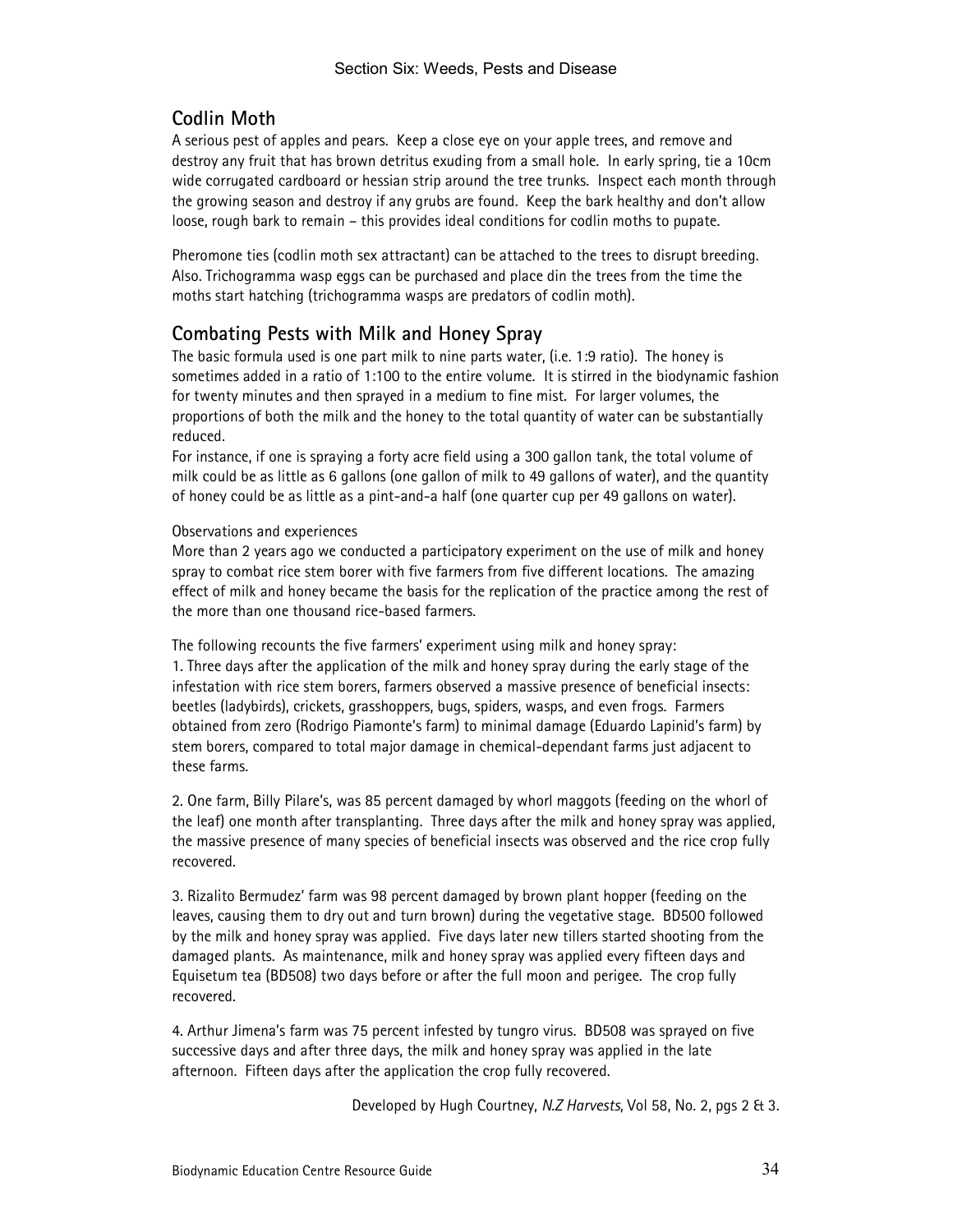## Codlin Moth

A serious pest of apples and pears. Keep a close eye on your apple trees, and remove and destroy any fruit that has brown detritus exuding from a small hole. In early spring, tie a 10cm wide corrugated cardboard or hessian strip around the tree trunks. Inspect each month through the growing season and destroy if any grubs are found. Keep the bark healthy and don't allow loose, rough bark to remain – this provides ideal conditions for codlin moths to pupate.

Pheromone ties (codlin moth sex attractant) can be attached to the trees to disrupt breeding. Also. Trichogramma wasp eggs can be purchased and place din the trees from the time the moths start hatching (trichogramma wasps are predators of codlin moth).

## Combating Pests with Milk and Honey Spray

The basic formula used is one part milk to nine parts water, (i.e. 1:9 ratio). The honey is sometimes added in a ratio of 1:100 to the entire volume. It is stirred in the biodynamic fashion for twenty minutes and then sprayed in a medium to fine mist. For larger volumes, the proportions of both the milk and the honey to the total quantity of water can be substantially reduced.

For instance, if one is spraying a forty acre field using a 300 gallon tank, the total volume of milk could be as little as 6 gallons (one gallon of milk to 49 gallons of water), and the quantity of honey could be as little as a pint-and-a half (one quarter cup per 49 gallons on water).

Observations and experiences

More than 2 years ago we conducted a participatory experiment on the use of milk and honey spray to combat rice stem borer with five farmers from five different locations. The amazing effect of milk and honey became the basis for the replication of the practice among the rest of the more than one thousand rice-based farmers.

The following recounts the five farmers' experiment using milk and honey spray:

1. Three days after the application of the milk and honey spray during the early stage of the infestation with rice stem borers, farmers observed a massive presence of beneficial insects: beetles (ladybirds), crickets, grasshoppers, bugs, spiders, wasps, and even frogs. Farmers obtained from zero (Rodrigo Piamonte's farm) to minimal damage (Eduardo Lapinid's farm) by stem borers, compared to total major damage in chemical-dependant farms just adjacent to these farms.

2. One farm, Billy Pilare's, was 85 percent damaged by whorl maggots (feeding on the whorl of the leaf) one month after transplanting. Three days after the milk and honey spray was applied, the massive presence of many species of beneficial insects was observed and the rice crop fully recovered.

3. Rizalito Bermudez' farm was 98 percent damaged by brown plant hopper (feeding on the leaves, causing them to dry out and turn brown) during the vegetative stage. BD500 followed by the milk and honey spray was applied. Five days later new tillers started shooting from the damaged plants. As maintenance, milk and honey spray was applied every fifteen days and Equisetum tea (BD508) two days before or after the full moon and perigee. The crop fully recovered.

4. Arthur Jimena's farm was 75 percent infested by tungro virus. BD508 was sprayed on five successive days and after three days, the milk and honey spray was applied in the late afternoon. Fifteen days after the application the crop fully recovered.

Developed by Hugh Courtney, *N.Z Harvests*, Vol 58, No. 2, pgs 2 & 3.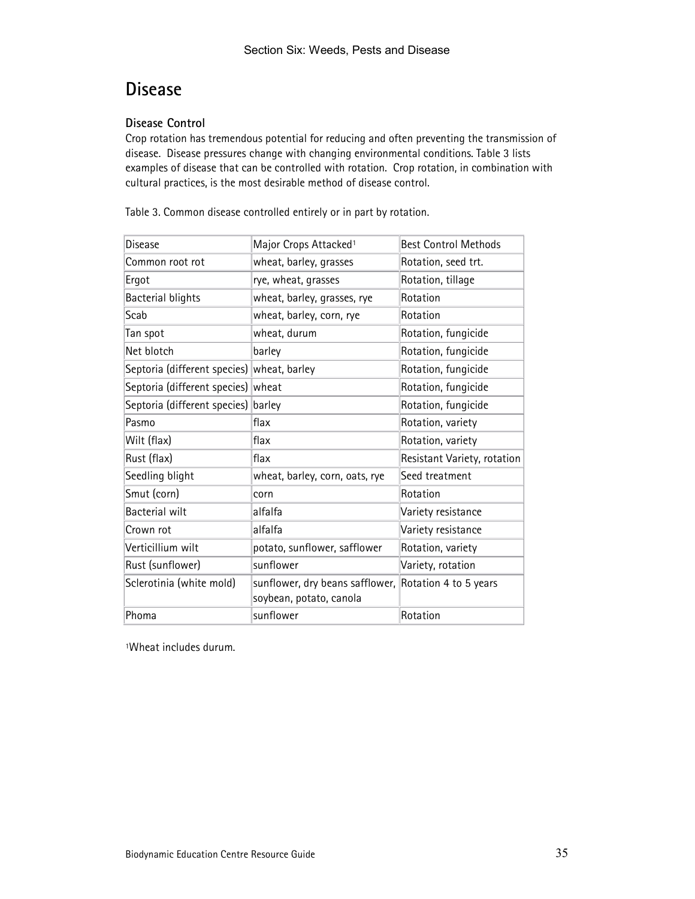# Disease

### Disease Control

Crop rotation has tremendous potential for reducing and often preventing the transmission of disease. Disease pressures change with changing environmental conditions. Table 3 lists examples of disease that can be controlled with rotation. Crop rotation, in combination with cultural practices, is the most desirable method of disease control.

Table 3. Common disease controlled entirely or in part by rotation.

| Disease | Major Crops Attacked[1] | Best Control Methods |
| --- | --- | --- |
| Common root rot | wheat, barley, grasses | Rotation, seed trt. |
| Ergot | rye, wheat, grasses | Rotation, tillage |
| Bacterial blights | wheat, barley, grasses, rye | Rotation |
| Scab | wheat, barley, corn, rye | Rotation |
| Tan spot | wheat, durum | Rotation, fungicide |
| Net blotch | barley | Rotation, fungicide |
| Septoria (different species) | wheat, barley | Rotation, fungicide |
| Septoria (different species) | wheat | Rotation, fungicide |
| Septoria (different species) | barley | Rotation, fungicide |
| Pasmo | flax | Rotation, variety |
| Wilt (flax) | flax | Rotation, variety |
| Rust (flax) | flax | Resistant Variety, rotation |
| Seedling blight | wheat, barley, corn, oats, rye | Seed treatment |
| Smut (corn) | corn | Rotation |
| Bacterial wilt | alfalfa | Variety resistance |
| Crown rot | alfalfa | Variety resistance |
| Verticillium wilt | potato, sunflower, safflower | Rotation, variety |
| Rust (sunflower) | sunflower | Variety, rotation |
| Sclerotinia (white mold) | sunflower, dry beans safflower, soybean, potato, canola | Rotation 4 to 5 years |
| Phoma | sunflower | Rotation |

[1]Wheat includes durum.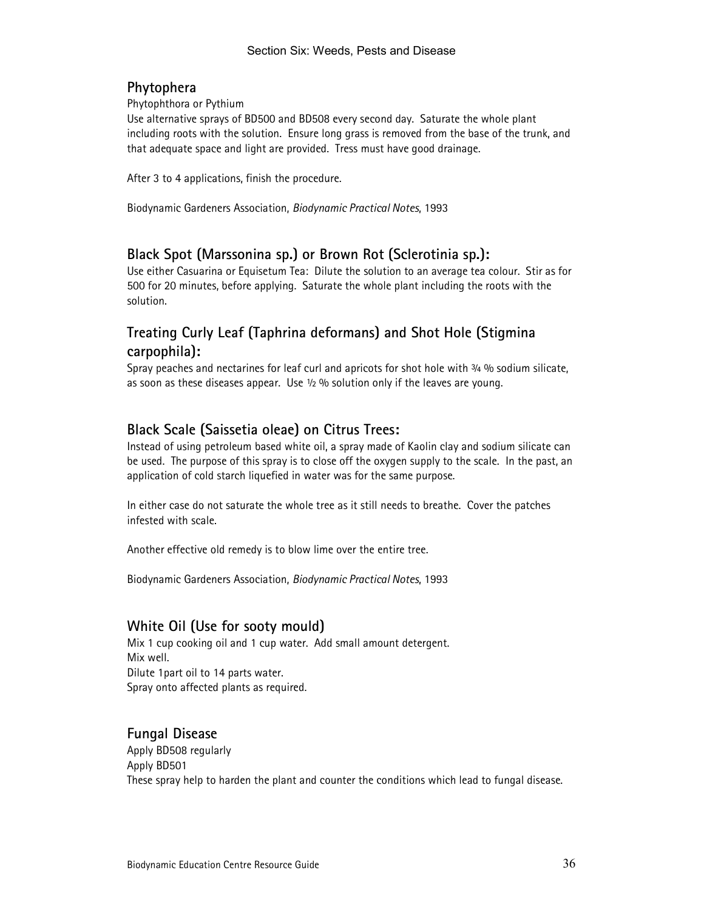## Phytophera

Phytophthora or Pythium

Use alternative sprays of BD500 and BD508 every second day. Saturate the whole plant including roots with the solution. Ensure long grass is removed from the base of the trunk, and that adequate space and light are provided. Tress must have good drainage.

After 3 to 4 applications, finish the procedure.

Biodynamic Gardeners Association, *Biodynamic Practical Notes*, 1993

## Black Spot (Marssonina sp.) or Brown Rot (Sclerotinia sp.):

Use either Casuarina or Equisetum Tea: Dilute the solution to an average tea colour. Stir as for 500 for 20 minutes, before applying. Saturate the whole plant including the roots with the solution.

## Treating Curly Leaf (Taphrina deformans) and Shot Hole (Stigmina carpophila):

Spray peaches and nectarines for leaf curl and apricots for shot hole with ¾ % sodium silicate, as soon as these diseases appear. Use ½ % solution only if the leaves are young.

## Black Scale (Saissetia oleae) on Citrus Trees:

Instead of using petroleum based white oil, a spray made of Kaolin clay and sodium silicate can be used. The purpose of this spray is to close off the oxygen supply to the scale. In the past, an application of cold starch liquefied in water was for the same purpose.

In either case do not saturate the whole tree as it still needs to breathe. Cover the patches infested with scale.

Another effective old remedy is to blow lime over the entire tree.

Biodynamic Gardeners Association, *Biodynamic Practical Notes*, 1993

## White Oil (Use for sooty mould)

Mix 1 cup cooking oil and 1 cup water. Add small amount detergent.
Mix well.
Dilute 1part oil to 14 parts water.
Spray onto affected plants as required.

## Fungal Disease

Apply BD508 regularly
Apply BD501
These spray help to harden the plant and counter the conditions which lead to fungal disease.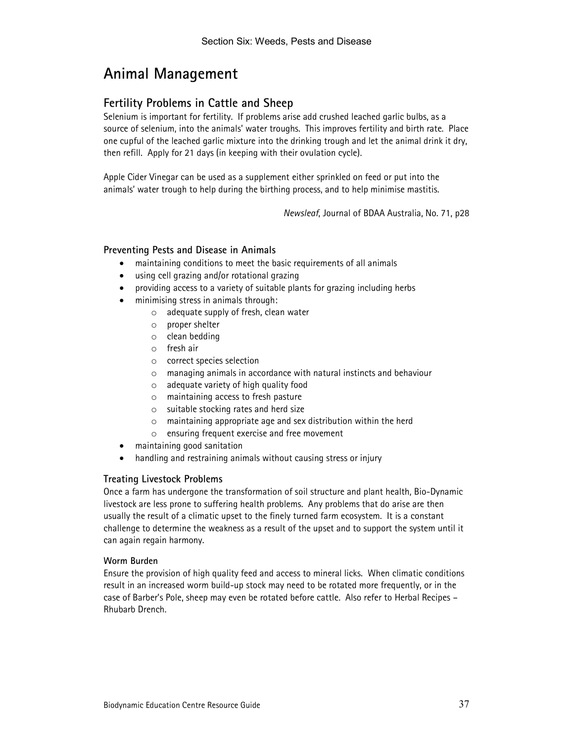# Animal Management

## Fertility Problems in Cattle and Sheep

Selenium is important for fertility. If problems arise add crushed leached garlic bulbs, as a source of selenium, into the animals' water troughs. This improves fertility and birth rate. Place one cupful of the leached garlic mixture into the drinking trough and let the animal drink it dry, then refill. Apply for 21 days (in keeping with their ovulation cycle).

Apple Cider Vinegar can be used as a supplement either sprinkled on feed or put into the animals' water trough to help during the birthing process, and to help minimise mastitis.

*Newsleaf*, Journal of BDAA Australia, No. 71, p28

### Preventing Pests and Disease in Animals

- maintaining conditions to meet the basic requirements of all animals
- using cell grazing and/or rotational grazing
- providing access to a variety of suitable plants for grazing including herbs
- minimising stress in animals through:
    - adequate supply of fresh, clean water
    - proper shelter
    - clean bedding
    - fresh air
    - correct species selection
    - managing animals in accordance with natural instincts and behaviour
    - adequate variety of high quality food
    - maintaining access to fresh pasture
    - suitable stocking rates and herd size
    - maintaining appropriate age and sex distribution within the herd
    - ensuring frequent exercise and free movement
- maintaining good sanitation
- handling and restraining animals without causing stress or injury

### Treating Livestock Problems

Once a farm has undergone the transformation of soil structure and plant health, Bio-Dynamic livestock are less prone to suffering health problems. Any problems that do arise are then usually the result of a climatic upset to the finely turned farm ecosystem. It is a constant challenge to determine the weakness as a result of the upset and to support the system until it can again regain harmony.

#### Worm Burden

Ensure the provision of high quality feed and access to mineral licks. When climatic conditions result in an increased worm build-up stock may need to be rotated more frequently, or in the case of Barber's Pole, sheep may even be rotated before cattle. Also refer to Herbal Recipes – Rhubarb Drench.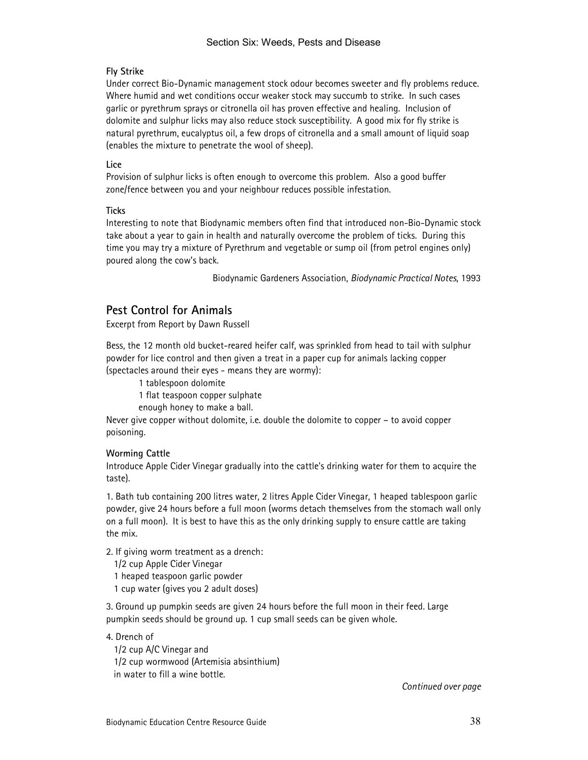**Fly Strike**

Under correct Bio-Dynamic management stock odour becomes sweeter and fly problems reduce. Where humid and wet conditions occur weaker stock may succumb to strike. In such cases garlic or pyrethrum sprays or citronella oil has proven effective and healing. Inclusion of dolomite and sulphur licks may also reduce stock susceptibility. A good mix for fly strike is natural pyrethrum, eucalyptus oil, a few drops of citronella and a small amount of liquid soap (enables the mixture to penetrate the wool of sheep).

**Lice**

Provision of sulphur licks is often enough to overcome this problem. Also a good buffer zone/fence between you and your neighbour reduces possible infestation.

**Ticks**

Interesting to note that Biodynamic members often find that introduced non-Bio-Dynamic stock take about a year to gain in health and naturally overcome the problem of ticks. During this time you may try a mixture of Pyrethrum and vegetable or sump oil (from petrol engines only) poured along the cow's back.

Biodynamic Gardeners Association, *Biodynamic Practical Notes*, 1993

## Pest Control for Animals

Excerpt from Report by Dawn Russell

Bess, the 12 month old bucket-reared heifer calf, was sprinkled from head to tail with sulphur powder for lice control and then given a treat in a paper cup for animals lacking copper (spectacles around their eyes - means they are wormy):

1 tablespoon dolomite
1 flat teaspoon copper sulphate
enough honey to make a ball.

Never give copper without dolomite, i.e. double the dolomite to copper – to avoid copper poisoning.

**Worming Cattle**

Introduce Apple Cider Vinegar gradually into the cattle's drinking water for them to acquire the taste).

1. Bath tub containing 200 litres water, 2 litres Apple Cider Vinegar, 1 heaped tablespoon garlic powder, give 24 hours before a full moon (worms detach themselves from the stomach wall only on a full moon). It is best to have this as the only drinking supply to ensure cattle are taking the mix.

2. If giving worm treatment as a drench:
   1/2 cup Apple Cider Vinegar
   1 heaped teaspoon garlic powder
   1 cup water (gives you 2 adult doses)

3. Ground up pumpkin seeds are given 24 hours before the full moon in their feed. Large pumpkin seeds should be ground up. 1 cup small seeds can be given whole.

4. Drench of
   1/2 cup A/C Vinegar and
   1/2 cup wormwood (Artemisia absinthium)
   in water to fill a wine bottle.

*Continued over page*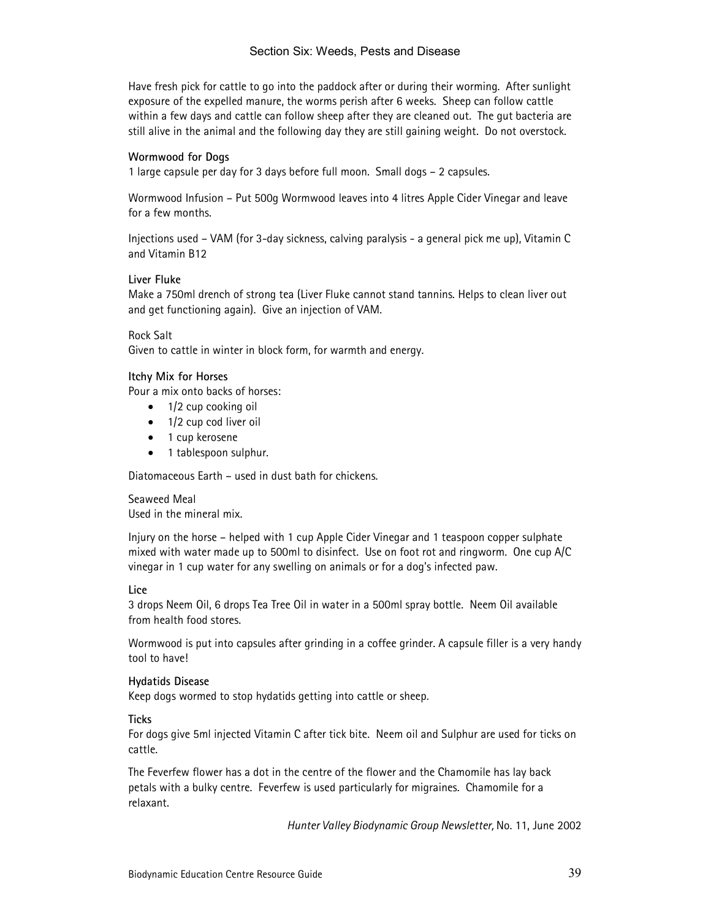Have fresh pick for cattle to go into the paddock after or during their worming. After sunlight exposure of the expelled manure, the worms perish after 6 weeks. Sheep can follow cattle within a few days and cattle can follow sheep after they are cleaned out. The gut bacteria are still alive in the animal and the following day they are still gaining weight. Do not overstock.

**Wormwood for Dogs**

1 large capsule per day for 3 days before full moon. Small dogs – 2 capsules.

Wormwood Infusion – Put 500g Wormwood leaves into 4 litres Apple Cider Vinegar and leave for a few months.

Injections used – VAM (for 3-day sickness, calving paralysis - a general pick me up), Vitamin C and Vitamin B12

**Liver Fluke**

Make a 750ml drench of strong tea (Liver Fluke cannot stand tannins. Helps to clean liver out and get functioning again). Give an injection of VAM.

Rock Salt

Given to cattle in winter in block form, for warmth and energy.

**Itchy Mix for Horses**

Pour a mix onto backs of horses:

- 1/2 cup cooking oil
- 1/2 cup cod liver oil
- 1 cup kerosene
- 1 tablespoon sulphur.

Diatomaceous Earth – used in dust bath for chickens.

Seaweed Meal

Used in the mineral mix.

Injury on the horse – helped with 1 cup Apple Cider Vinegar and 1 teaspoon copper sulphate mixed with water made up to 500ml to disinfect. Use on foot rot and ringworm. One cup A/C vinegar in 1 cup water for any swelling on animals or for a dog's infected paw.

**Lice**

3 drops Neem Oil, 6 drops Tea Tree Oil in water in a 500ml spray bottle. Neem Oil available from health food stores.

Wormwood is put into capsules after grinding in a coffee grinder. A capsule filler is a very handy tool to have!

**Hydatids Disease**

Keep dogs wormed to stop hydatids getting into cattle or sheep.

**Ticks**

For dogs give 5ml injected Vitamin C after tick bite. Neem oil and Sulphur are used for ticks on cattle.

The Feverfew flower has a dot in the centre of the flower and the Chamomile has lay back petals with a bulky centre. Feverfew is used particularly for migraines. Chamomile for a relaxant.

*Hunter Valley Biodynamic Group Newsletter,* No. 11, June 2002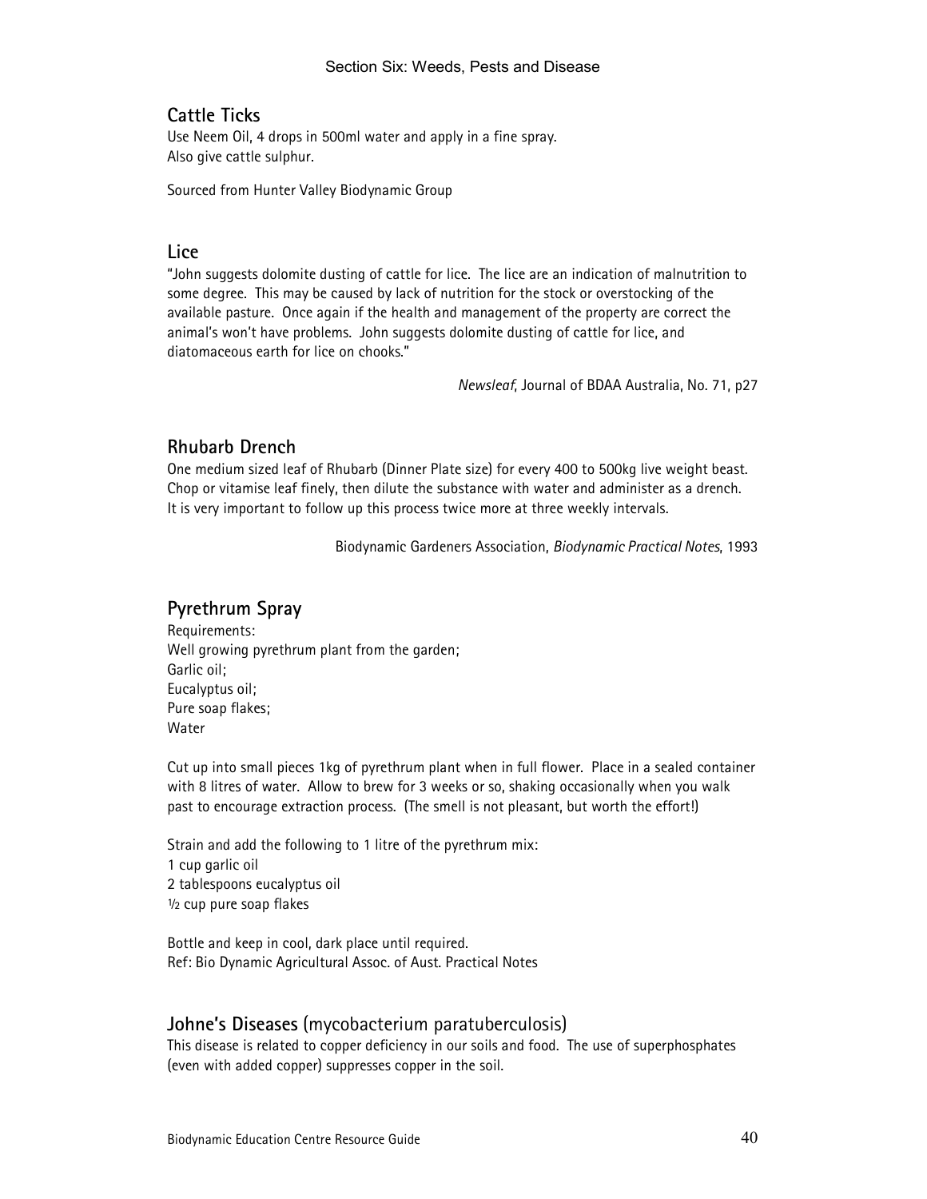## Cattle Ticks

Use Neem Oil, 4 drops in 500ml water and apply in a fine spray.
Also give cattle sulphur.

Sourced from Hunter Valley Biodynamic Group

## Lice

"John suggests dolomite dusting of cattle for lice. The lice are an indication of malnutrition to some degree. This may be caused by lack of nutrition for the stock or overstocking of the available pasture. Once again if the health and management of the property are correct the animal's won't have problems. John suggests dolomite dusting of cattle for lice, and diatomaceous earth for lice on chooks."

*Newsleaf*, Journal of BDAA Australia, No. 71, p27

## Rhubarb Drench

One medium sized leaf of Rhubarb (Dinner Plate size) for every 400 to 500kg live weight beast. Chop or vitamise leaf finely, then dilute the substance with water and administer as a drench. It is very important to follow up this process twice more at three weekly intervals.

Biodynamic Gardeners Association, *Biodynamic Practical Notes*, 1993

## Pyrethrum Spray

Requirements:
Well growing pyrethrum plant from the garden;
Garlic oil;
Eucalyptus oil;
Pure soap flakes;
Water

Cut up into small pieces 1kg of pyrethrum plant when in full flower. Place in a sealed container with 8 litres of water. Allow to brew for 3 weeks or so, shaking occasionally when you walk past to encourage extraction process. (The smell is not pleasant, but worth the effort!)

Strain and add the following to 1 litre of the pyrethrum mix:
1 cup garlic oil
2 tablespoons eucalyptus oil
½ cup pure soap flakes

Bottle and keep in cool, dark place until required.
Ref: Bio Dynamic Agricultural Assoc. of Aust. Practical Notes

## Johne's Diseases (mycobacterium paratuberculosis)

This disease is related to copper deficiency in our soils and food. The use of superphosphates (even with added copper) suppresses copper in the soil.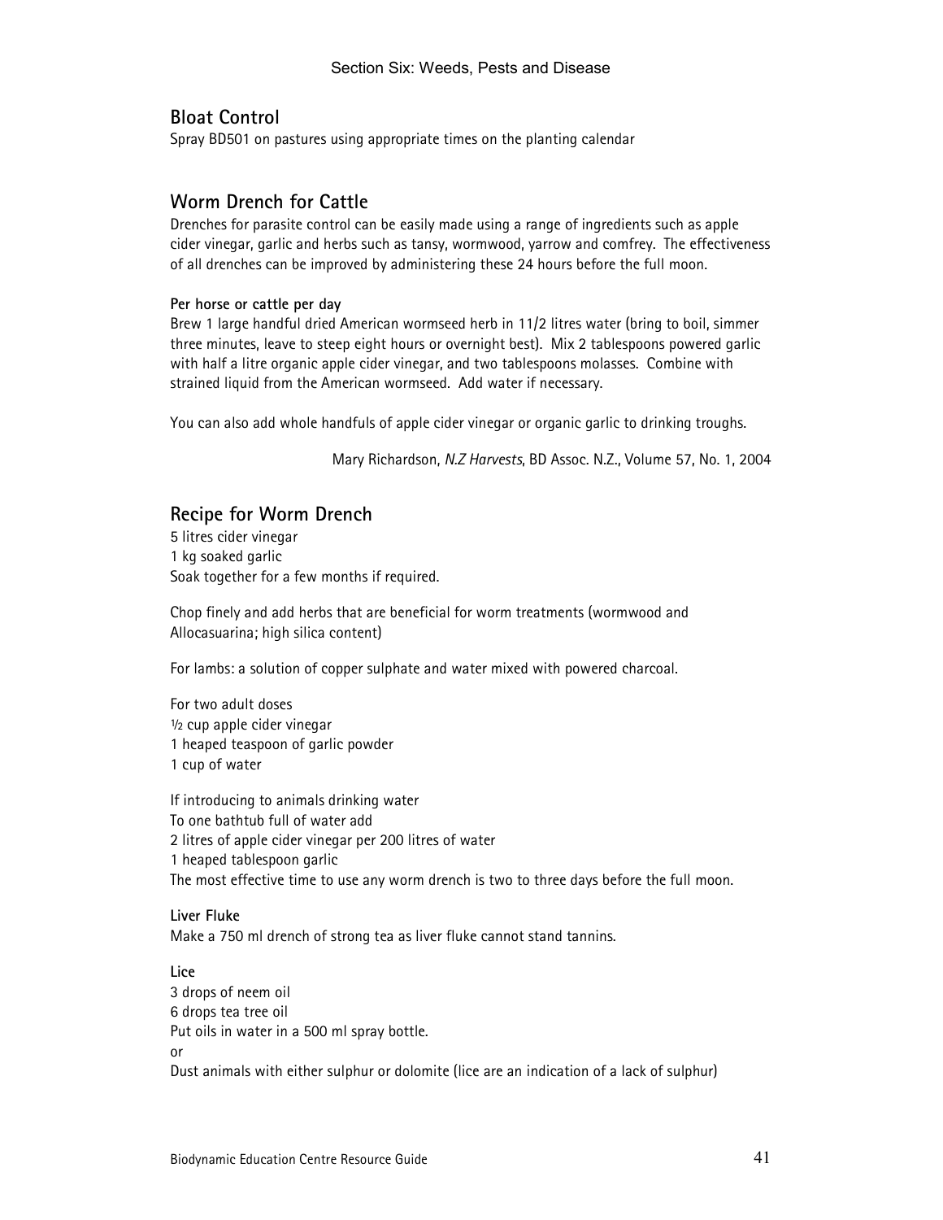## Bloat Control

Spray BD501 on pastures using appropriate times on the planting calendar

## Worm Drench for Cattle

Drenches for parasite control can be easily made using a range of ingredients such as apple cider vinegar, garlic and herbs such as tansy, wormwood, yarrow and comfrey. The effectiveness of all drenches can be improved by administering these 24 hours before the full moon.

**Per horse or cattle per day**

Brew 1 large handful dried American wormseed herb in 11/2 litres water (bring to boil, simmer three minutes, leave to steep eight hours or overnight best). Mix 2 tablespoons powered garlic with half a litre organic apple cider vinegar, and two tablespoons molasses. Combine with strained liquid from the American wormseed. Add water if necessary.

You can also add whole handfuls of apple cider vinegar or organic garlic to drinking troughs.

Mary Richardson, *N.Z Harvests*, BD Assoc. N.Z., Volume 57, No. 1, 2004

## Recipe for Worm Drench

5 litres cider vinegar
1 kg soaked garlic
Soak together for a few months if required.

Chop finely and add herbs that are beneficial for worm treatments (wormwood and Allocasuarina; high silica content)

For lambs: a solution of copper sulphate and water mixed with powered charcoal.

For two adult doses
½ cup apple cider vinegar
1 heaped teaspoon of garlic powder
1 cup of water

If introducing to animals drinking water
To one bathtub full of water add
2 litres of apple cider vinegar per 200 litres of water
1 heaped tablespoon garlic
The most effective time to use any worm drench is two to three days before the full moon.

**Liver Fluke**

Make a 750 ml drench of strong tea as liver fluke cannot stand tannins.

**Lice**

3 drops of neem oil
6 drops tea tree oil
Put oils in water in a 500 ml spray bottle.
or
Dust animals with either sulphur or dolomite (lice are an indication of a lack of sulphur)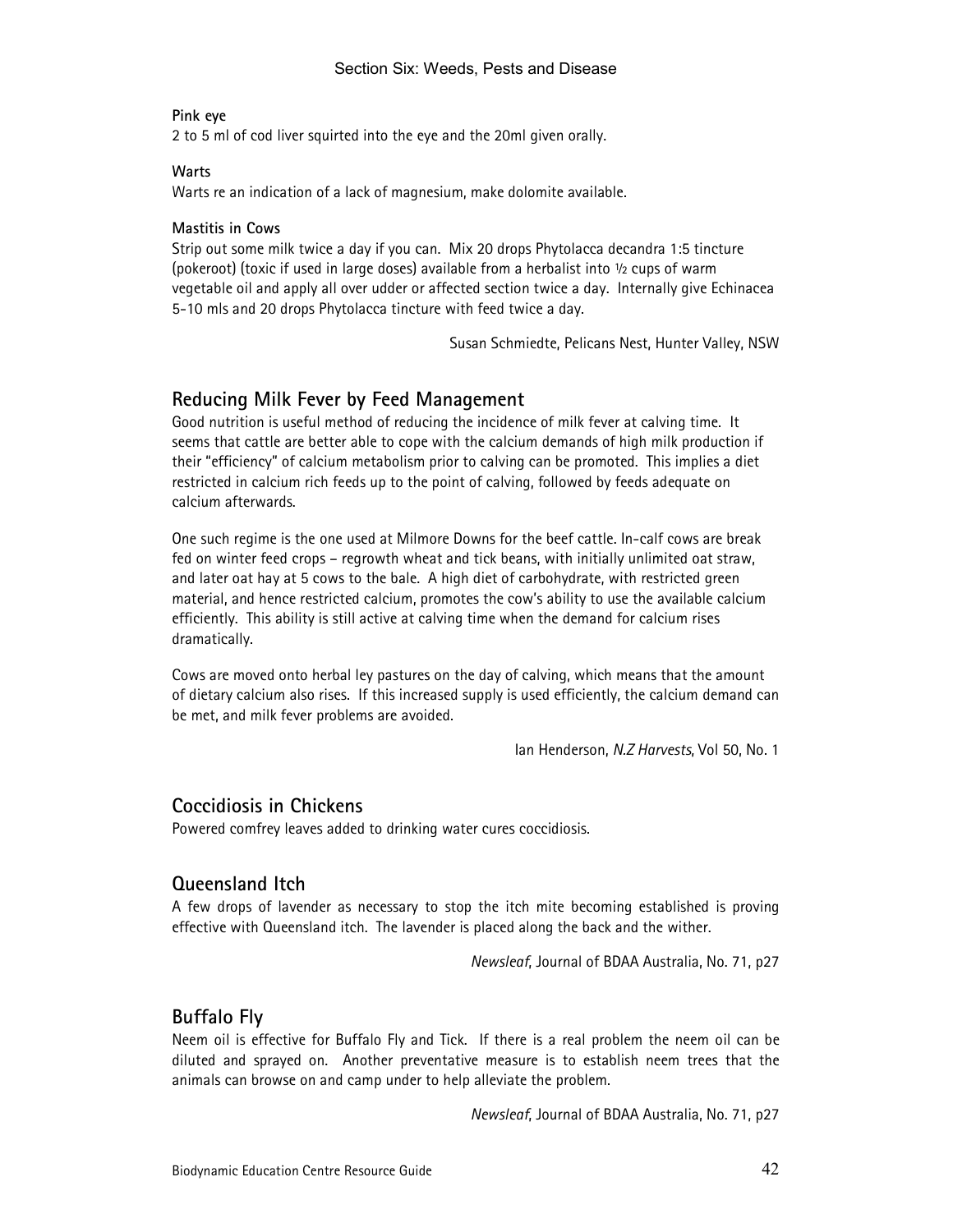**Pink eye**

2 to 5 ml of cod liver squirted into the eye and the 20ml given orally.

**Warts**

Warts re an indication of a lack of magnesium, make dolomite available.

**Mastitis in Cows**

Strip out some milk twice a day if you can. Mix 20 drops Phytolacca decandra 1:5 tincture (pokeroot) (toxic if used in large doses) available from a herbalist into ½ cups of warm vegetable oil and apply all over udder or affected section twice a day. Internally give Echinacea 5-10 mls and 20 drops Phytolacca tincture with feed twice a day.

Susan Schmiedte, Pelicans Nest, Hunter Valley, NSW

## Reducing Milk Fever by Feed Management

Good nutrition is useful method of reducing the incidence of milk fever at calving time. It seems that cattle are better able to cope with the calcium demands of high milk production if their "efficiency" of calcium metabolism prior to calving can be promoted. This implies a diet restricted in calcium rich feeds up to the point of calving, followed by feeds adequate on calcium afterwards.

One such regime is the one used at Milmore Downs for the beef cattle. In-calf cows are break fed on winter feed crops – regrowth wheat and tick beans, with initially unlimited oat straw, and later oat hay at 5 cows to the bale. A high diet of carbohydrate, with restricted green material, and hence restricted calcium, promotes the cow's ability to use the available calcium efficiently. This ability is still active at calving time when the demand for calcium rises dramatically.

Cows are moved onto herbal ley pastures on the day of calving, which means that the amount of dietary calcium also rises. If this increased supply is used efficiently, the calcium demand can be met, and milk fever problems are avoided.

Ian Henderson, *N.Z Harvests*, Vol 50, No. 1

## Coccidiosis in Chickens

Powered comfrey leaves added to drinking water cures coccidiosis.

## Queensland Itch

A few drops of lavender as necessary to stop the itch mite becoming established is proving effective with Queensland itch. The lavender is placed along the back and the wither.

*Newsleaf*, Journal of BDAA Australia, No. 71, p27

## Buffalo Fly

Neem oil is effective for Buffalo Fly and Tick. If there is a real problem the neem oil can be diluted and sprayed on. Another preventative measure is to establish neem trees that the animals can browse on and camp under to help alleviate the problem.

*Newsleaf*, Journal of BDAA Australia, No. 71, p27